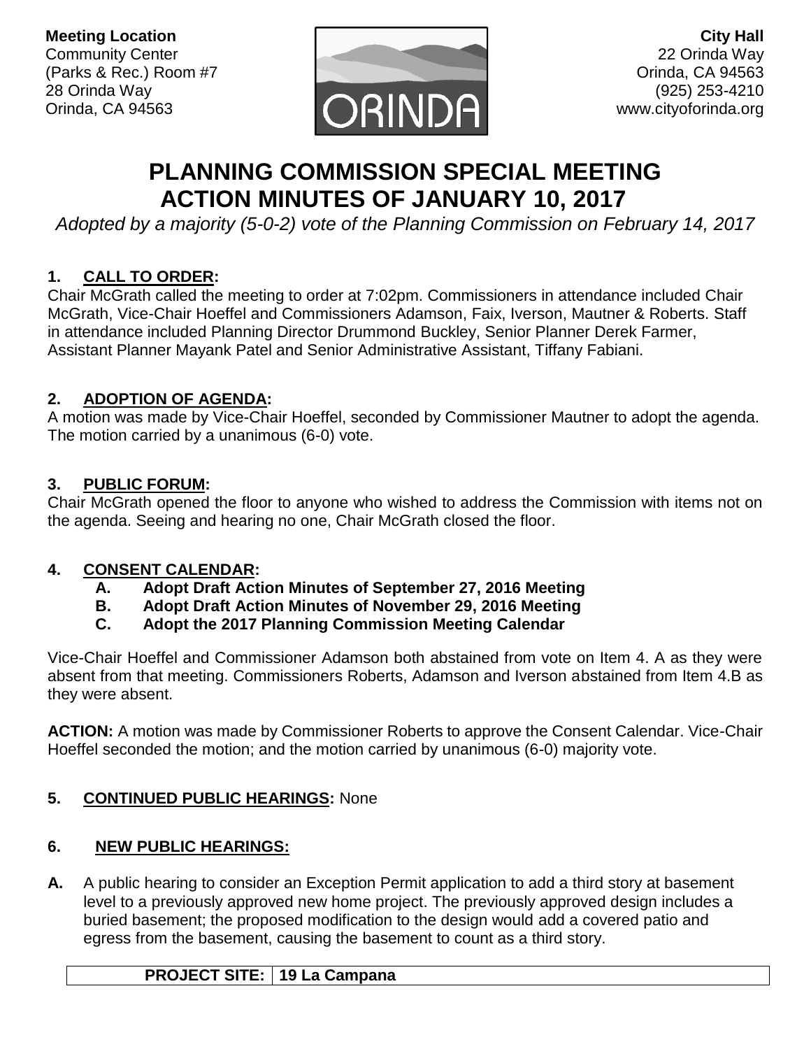**Meeting Location**
Community Center
(Parks & Rec.) Room #7
28 Orinda Way
Orinda, CA 94563

**City Hall**
22 Orinda Way
Orinda, CA 94563
(925) 253-4210
www.cityoforinda.org

# PLANNING COMMISSION SPECIAL MEETING ACTION MINUTES OF JANUARY 10, 2017

*Adopted by a majority (5-0-2) vote of the Planning Commission on February 14, 2017*

## 1. CALL TO ORDER:

Chair McGrath called the meeting to order at 7:02pm. Commissioners in attendance included Chair McGrath, Vice-Chair Hoeffel and Commissioners Adamson, Faix, Iverson, Mautner & Roberts. Staff in attendance included Planning Director Drummond Buckley, Senior Planner Derek Farmer, Assistant Planner Mayank Patel and Senior Administrative Assistant, Tiffany Fabiani.

## 2. ADOPTION OF AGENDA:

A motion was made by Vice-Chair Hoeffel, seconded by Commissioner Mautner to adopt the agenda. The motion carried by a unanimous (6-0) vote.

## 3. PUBLIC FORUM:

Chair McGrath opened the floor to anyone who wished to address the Commission with items not on the agenda. Seeing and hearing no one, Chair McGrath closed the floor.

## 4. CONSENT CALENDAR:

**A. Adopt Draft Action Minutes of September 27, 2016 Meeting**
**B. Adopt Draft Action Minutes of November 29, 2016 Meeting**
**C. Adopt the 2017 Planning Commission Meeting Calendar**

Vice-Chair Hoeffel and Commissioner Adamson both abstained from vote on Item 4. A as they were absent from that meeting. Commissioners Roberts, Adamson and Iverson abstained from Item 4.B as they were absent.

**ACTION:** A motion was made by Commissioner Roberts to approve the Consent Calendar. Vice-Chair Hoeffel seconded the motion; and the motion carried by unanimous (6-0) majority vote.

## 5. CONTINUED PUBLIC HEARINGS: None

## 6. NEW PUBLIC HEARINGS:

**A.** A public hearing to consider an Exception Permit application to add a third story at basement level to a previously approved new home project. The previously approved design includes a buried basement; the proposed modification to the design would add a covered patio and egress from the basement, causing the basement to count as a third story.

| **PROJECT SITE:** | **19 La Campana** |
|---|---|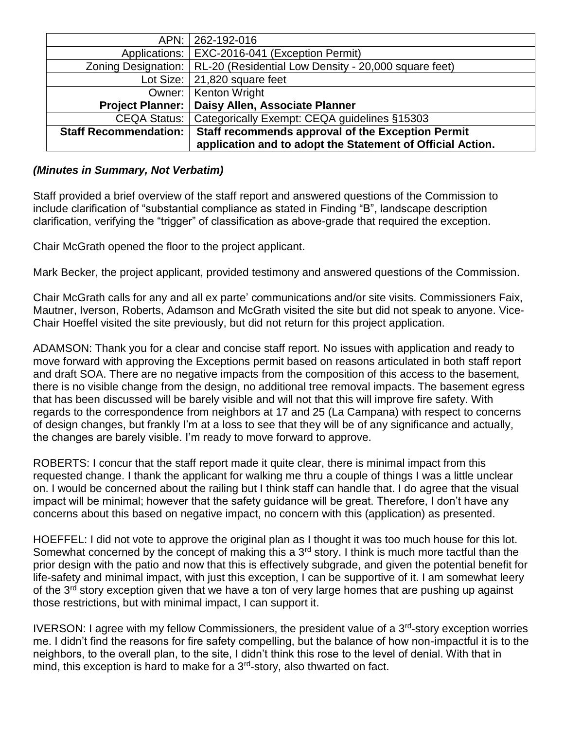| APN: | 262-192-016 |
| --- | --- |
| Applications: | EXC-2016-041 (Exception Permit) |
| Zoning Designation: | RL-20 (Residential Low Density - 20,000 square feet) |
| Lot Size: | 21,820 square feet |
| Owner: | Kenton Wright |
| **Project Planner:** | **Daisy Allen, Associate Planner** |
| CEQA Status: | Categorically Exempt: CEQA guidelines §15303 |
| **Staff Recommendation:** | **Staff recommends approval of the Exception Permit application and to adopt the Statement of Official Action.** |

***(Minutes in Summary, Not Verbatim)***

Staff provided a brief overview of the staff report and answered questions of the Commission to include clarification of "substantial compliance as stated in Finding "B", landscape description clarification, verifying the "trigger" of classification as above-grade that required the exception.

Chair McGrath opened the floor to the project applicant.

Mark Becker, the project applicant, provided testimony and answered questions of the Commission.

Chair McGrath calls for any and all ex parte' communications and/or site visits. Commissioners Faix, Mautner, Iverson, Roberts, Adamson and McGrath visited the site but did not speak to anyone. Vice-Chair Hoeffel visited the site previously, but did not return for this project application.

ADAMSON: Thank you for a clear and concise staff report. No issues with application and ready to move forward with approving the Exceptions permit based on reasons articulated in both staff report and draft SOA. There are no negative impacts from the composition of this access to the basement, there is no visible change from the design, no additional tree removal impacts. The basement egress that has been discussed will be barely visible and will not that this will improve fire safety. With regards to the correspondence from neighbors at 17 and 25 (La Campana) with respect to concerns of design changes, but frankly I'm at a loss to see that they will be of any significance and actually, the changes are barely visible. I'm ready to move forward to approve.

ROBERTS: I concur that the staff report made it quite clear, there is minimal impact from this requested change. I thank the applicant for walking me thru a couple of things I was a little unclear on. I would be concerned about the railing but I think staff can handle that. I do agree that the visual impact will be minimal; however that the safety guidance will be great. Therefore, I don't have any concerns about this based on negative impact, no concern with this (application) as presented.

HOEFFEL: I did not vote to approve the original plan as I thought it was too much house for this lot. Somewhat concerned by the concept of making this a 3rd story. I think is much more tactful than the prior design with the patio and now that this is effectively subgrade, and given the potential benefit for life-safety and minimal impact, with just this exception, I can be supportive of it. I am somewhat leery of the 3rd story exception given that we have a ton of very large homes that are pushing up against those restrictions, but with minimal impact, I can support it.

IVERSON: I agree with my fellow Commissioners, the president value of a 3rd-story exception worries me. I didn't find the reasons for fire safety compelling, but the balance of how non-impactful it is to the neighbors, to the overall plan, to the site, I didn't think this rose to the level of denial. With that in mind, this exception is hard to make for a 3rd-story, also thwarted on fact.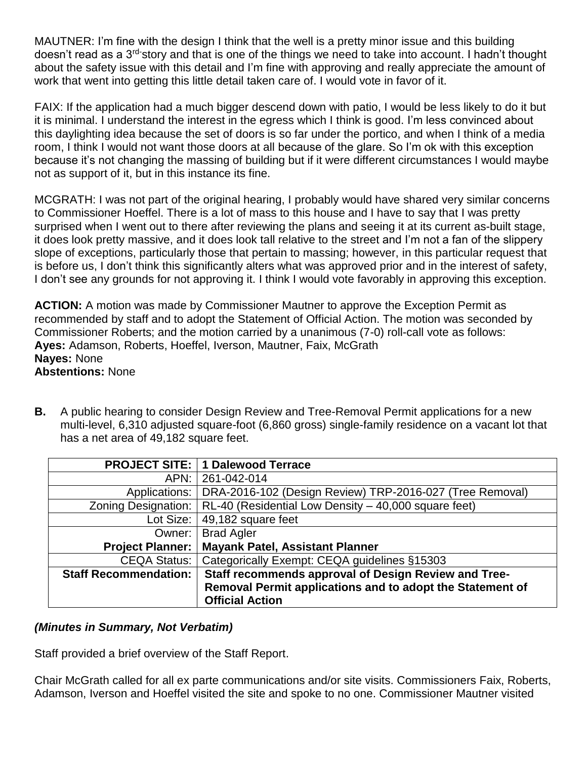MAUTNER: I'm fine with the design I think that the well is a pretty minor issue and this building doesn't read as a 3rd-story and that is one of the things we need to take into account. I hadn't thought about the safety issue with this detail and I'm fine with approving and really appreciate the amount of work that went into getting this little detail taken care of. I would vote in favor of it.

FAIX: If the application had a much bigger descend down with patio, I would be less likely to do it but it is minimal. I understand the interest in the egress which I think is good. I'm less convinced about this daylighting idea because the set of doors is so far under the portico, and when I think of a media room, I think I would not want those doors at all because of the glare. So I'm ok with this exception because it's not changing the massing of building but if it were different circumstances I would maybe not as support of it, but in this instance its fine.

MCGRATH: I was not part of the original hearing, I probably would have shared very similar concerns to Commissioner Hoeffel. There is a lot of mass to this house and I have to say that I was pretty surprised when I went out to there after reviewing the plans and seeing it at its current as-built stage, it does look pretty massive, and it does look tall relative to the street and I'm not a fan of the slippery slope of exceptions, particularly those that pertain to massing; however, in this particular request that is before us, I don't think this significantly alters what was approved prior and in the interest of safety, I don't see any grounds for not approving it. I think I would vote favorably in approving this exception.

**ACTION:** A motion was made by Commissioner Mautner to approve the Exception Permit as recommended by staff and to adopt the Statement of Official Action. The motion was seconded by Commissioner Roberts; and the motion carried by a unanimous (7-0) roll-call vote as follows:
**Ayes:** Adamson, Roberts, Hoeffel, Iverson, Mautner, Faix, McGrath
**Nayes:** None
**Abstentions:** None

**B.** A public hearing to consider Design Review and Tree-Removal Permit applications for a new multi-level, 6,310 adjusted square-foot (6,860 gross) single-family residence on a vacant lot that has a net area of 49,182 square feet.

| **PROJECT SITE:** | **1 Dalewood Terrace** |
|---|---|
| APN: | 261-042-014 |
| Applications: | DRA-2016-102 (Design Review) TRP-2016-027 (Tree Removal) |
| Zoning Designation: | RL-40 (Residential Low Density – 40,000 square feet) |
| Lot Size: | 49,182 square feet |
| Owner: | Brad Agler |
| **Project Planner:** | **Mayank Patel, Assistant Planner** |
| CEQA Status: | Categorically Exempt: CEQA guidelines §15303 |
| **Staff Recommendation:** | **Staff recommends approval of Design Review and Tree-Removal Permit applications and to adopt the Statement of Official Action** |

***(Minutes in Summary, Not Verbatim)***

Staff provided a brief overview of the Staff Report.

Chair McGrath called for all ex parte communications and/or site visits. Commissioners Faix, Roberts, Adamson, Iverson and Hoeffel visited the site and spoke to no one. Commissioner Mautner visited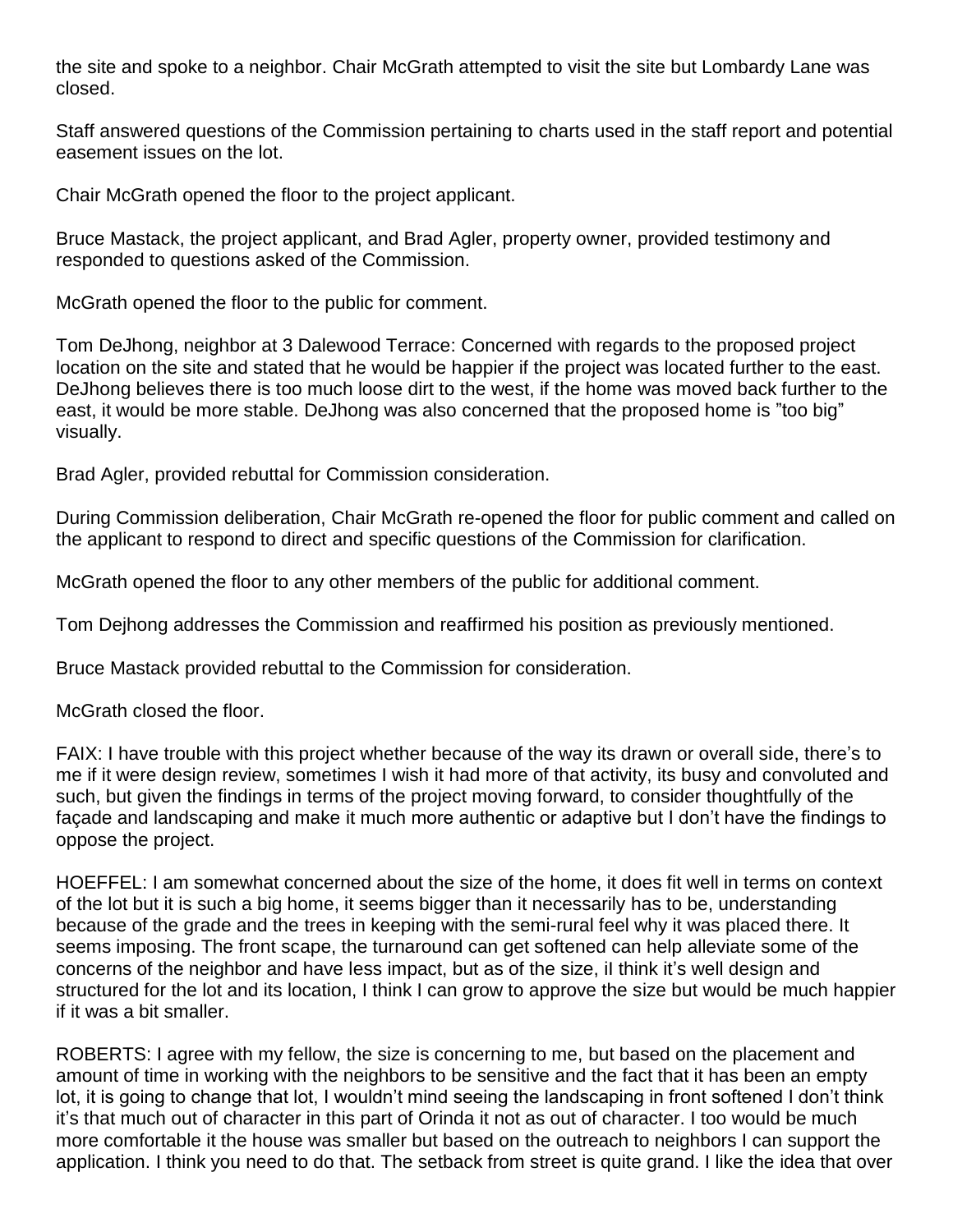the site and spoke to a neighbor. Chair McGrath attempted to visit the site but Lombardy Lane was closed.

Staff answered questions of the Commission pertaining to charts used in the staff report and potential easement issues on the lot.

Chair McGrath opened the floor to the project applicant.

Bruce Mastack, the project applicant, and Brad Agler, property owner, provided testimony and responded to questions asked of the Commission.

McGrath opened the floor to the public for comment.

Tom DeJhong, neighbor at 3 Dalewood Terrace: Concerned with regards to the proposed project location on the site and stated that he would be happier if the project was located further to the east. DeJhong believes there is too much loose dirt to the west, if the home was moved back further to the east, it would be more stable. DeJhong was also concerned that the proposed home is "too big" visually.

Brad Agler, provided rebuttal for Commission consideration.

During Commission deliberation, Chair McGrath re-opened the floor for public comment and called on the applicant to respond to direct and specific questions of the Commission for clarification.

McGrath opened the floor to any other members of the public for additional comment.

Tom Dejhong addresses the Commission and reaffirmed his position as previously mentioned.

Bruce Mastack provided rebuttal to the Commission for consideration.

McGrath closed the floor.

FAIX: I have trouble with this project whether because of the way its drawn or overall side, there's to me if it were design review, sometimes I wish it had more of that activity, its busy and convoluted and such, but given the findings in terms of the project moving forward, to consider thoughtfully of the façade and landscaping and make it much more authentic or adaptive but I don't have the findings to oppose the project.

HOEFFEL: I am somewhat concerned about the size of the home, it does fit well in terms on context of the lot but it is such a big home, it seems bigger than it necessarily has to be, understanding because of the grade and the trees in keeping with the semi-rural feel why it was placed there. It seems imposing. The front scape, the turnaround can get softened can help alleviate some of the concerns of the neighbor and have less impact, but as of the size, iI think it's well design and structured for the lot and its location, I think I can grow to approve the size but would be much happier if it was a bit smaller.

ROBERTS: I agree with my fellow, the size is concerning to me, but based on the placement and amount of time in working with the neighbors to be sensitive and the fact that it has been an empty lot, it is going to change that lot, I wouldn't mind seeing the landscaping in front softened I don't think it's that much out of character in this part of Orinda it not as out of character. I too would be much more comfortable it the house was smaller but based on the outreach to neighbors I can support the application. I think you need to do that. The setback from street is quite grand. I like the idea that over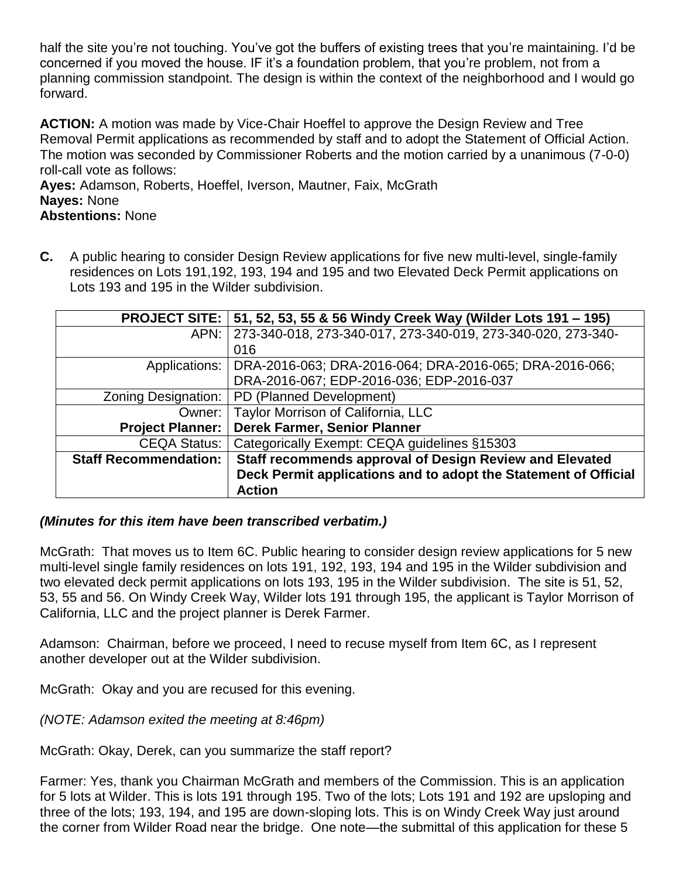half the site you're not touching. You've got the buffers of existing trees that you're maintaining. I'd be concerned if you moved the house. IF it's a foundation problem, that you're problem, not from a planning commission standpoint. The design is within the context of the neighborhood and I would go forward.

**ACTION:** A motion was made by Vice-Chair Hoeffel to approve the Design Review and Tree Removal Permit applications as recommended by staff and to adopt the Statement of Official Action. The motion was seconded by Commissioner Roberts and the motion carried by a unanimous (7-0-0) roll-call vote as follows:
**Ayes:** Adamson, Roberts, Hoeffel, Iverson, Mautner, Faix, McGrath
**Nayes:** None
**Abstentions:** None

**C.** A public hearing to consider Design Review applications for five new multi-level, single-family residences on Lots 191,192, 193, 194 and 195 and two Elevated Deck Permit applications on Lots 193 and 195 in the Wilder subdivision.

| **PROJECT SITE:** | **51, 52, 53, 55 & 56 Windy Creek Way (Wilder Lots 191 – 195)** |
|---|---|
| APN: | 273-340-018, 273-340-017, 273-340-019, 273-340-020, 273-340-016 |
| Applications: | DRA-2016-063; DRA-2016-064; DRA-2016-065; DRA-2016-066; DRA-2016-067; EDP-2016-036; EDP-2016-037 |
| Zoning Designation: | PD (Planned Development) |
| Owner: | Taylor Morrison of California, LLC |
| **Project Planner:** | **Derek Farmer, Senior Planner** |
| CEQA Status: | Categorically Exempt: CEQA guidelines §15303 |
| **Staff Recommendation:** | **Staff recommends approval of Design Review and Elevated Deck Permit applications and to adopt the Statement of Official Action** |

***(Minutes for this item have been transcribed verbatim.)***

McGrath: That moves us to Item 6C. Public hearing to consider design review applications for 5 new multi-level single family residences on lots 191, 192, 193, 194 and 195 in the Wilder subdivision and two elevated deck permit applications on lots 193, 195 in the Wilder subdivision. The site is 51, 52, 53, 55 and 56. On Windy Creek Way, Wilder lots 191 through 195, the applicant is Taylor Morrison of California, LLC and the project planner is Derek Farmer.

Adamson: Chairman, before we proceed, I need to recuse myself from Item 6C, as I represent another developer out at the Wilder subdivision.

McGrath: Okay and you are recused for this evening.

*(NOTE: Adamson exited the meeting at 8:46pm)*

McGrath: Okay, Derek, can you summarize the staff report?

Farmer: Yes, thank you Chairman McGrath and members of the Commission. This is an application for 5 lots at Wilder. This is lots 191 through 195. Two of the lots; Lots 191 and 192 are upsloping and three of the lots; 193, 194, and 195 are down-sloping lots. This is on Windy Creek Way just around the corner from Wilder Road near the bridge. One note—the submittal of this application for these 5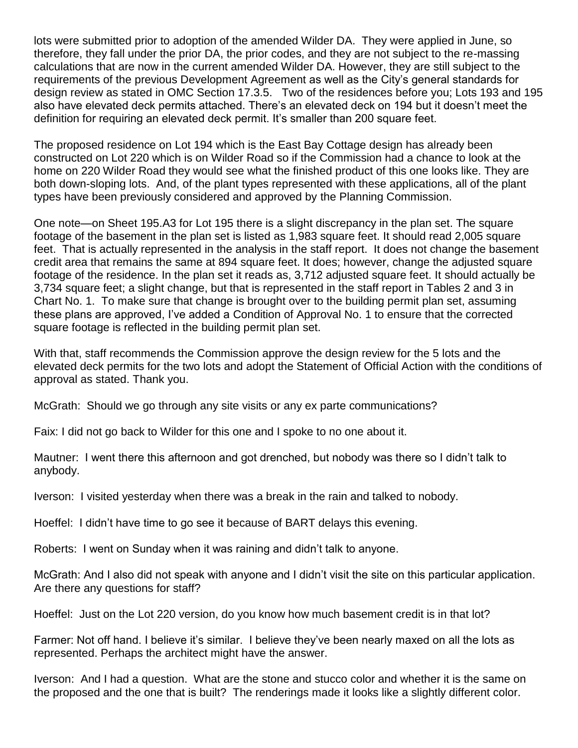lots were submitted prior to adoption of the amended Wilder DA. They were applied in June, so therefore, they fall under the prior DA, the prior codes, and they are not subject to the re-massing calculations that are now in the current amended Wilder DA. However, they are still subject to the requirements of the previous Development Agreement as well as the City's general standards for design review as stated in OMC Section 17.3.5. Two of the residences before you; Lots 193 and 195 also have elevated deck permits attached. There's an elevated deck on 194 but it doesn't meet the definition for requiring an elevated deck permit. It's smaller than 200 square feet.

The proposed residence on Lot 194 which is the East Bay Cottage design has already been constructed on Lot 220 which is on Wilder Road so if the Commission had a chance to look at the home on 220 Wilder Road they would see what the finished product of this one looks like. They are both down-sloping lots. And, of the plant types represented with these applications, all of the plant types have been previously considered and approved by the Planning Commission.

One note—on Sheet 195.A3 for Lot 195 there is a slight discrepancy in the plan set. The square footage of the basement in the plan set is listed as 1,983 square feet. It should read 2,005 square feet. That is actually represented in the analysis in the staff report. It does not change the basement credit area that remains the same at 894 square feet. It does; however, change the adjusted square footage of the residence. In the plan set it reads as, 3,712 adjusted square feet. It should actually be 3,734 square feet; a slight change, but that is represented in the staff report in Tables 2 and 3 in Chart No. 1. To make sure that change is brought over to the building permit plan set, assuming these plans are approved, I've added a Condition of Approval No. 1 to ensure that the corrected square footage is reflected in the building permit plan set.

With that, staff recommends the Commission approve the design review for the 5 lots and the elevated deck permits for the two lots and adopt the Statement of Official Action with the conditions of approval as stated. Thank you.

McGrath: Should we go through any site visits or any ex parte communications?

Faix: I did not go back to Wilder for this one and I spoke to no one about it.

Mautner: I went there this afternoon and got drenched, but nobody was there so I didn't talk to anybody.

Iverson: I visited yesterday when there was a break in the rain and talked to nobody.

Hoeffel: I didn't have time to go see it because of BART delays this evening.

Roberts: I went on Sunday when it was raining and didn't talk to anyone.

McGrath: And I also did not speak with anyone and I didn't visit the site on this particular application. Are there any questions for staff?

Hoeffel: Just on the Lot 220 version, do you know how much basement credit is in that lot?

Farmer: Not off hand. I believe it's similar. I believe they've been nearly maxed on all the lots as represented. Perhaps the architect might have the answer.

Iverson: And I had a question. What are the stone and stucco color and whether it is the same on the proposed and the one that is built? The renderings made it looks like a slightly different color.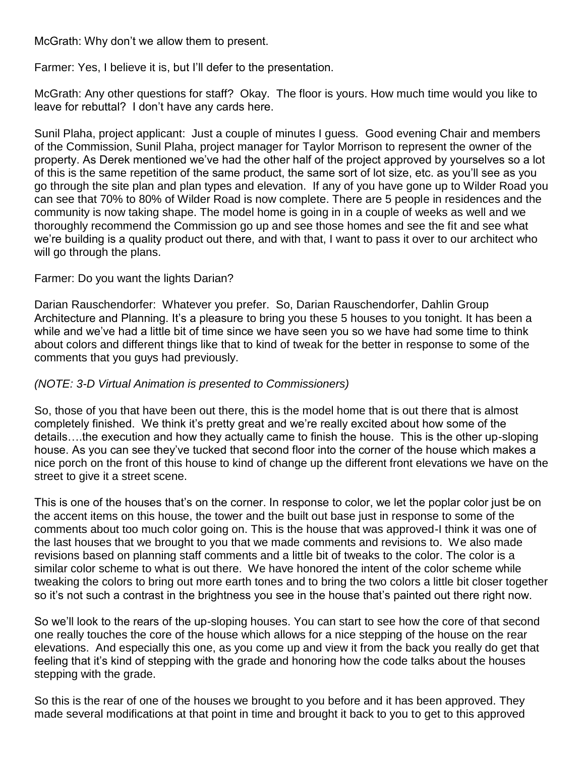McGrath: Why don't we allow them to present.

Farmer: Yes, I believe it is, but I'll defer to the presentation.

McGrath: Any other questions for staff? Okay. The floor is yours. How much time would you like to leave for rebuttal? I don't have any cards here.

Sunil Plaha, project applicant: Just a couple of minutes I guess. Good evening Chair and members of the Commission, Sunil Plaha, project manager for Taylor Morrison to represent the owner of the property. As Derek mentioned we've had the other half of the project approved by yourselves so a lot of this is the same repetition of the same product, the same sort of lot size, etc. as you'll see as you go through the site plan and plan types and elevation. If any of you have gone up to Wilder Road you can see that 70% to 80% of Wilder Road is now complete. There are 5 people in residences and the community is now taking shape. The model home is going in in a couple of weeks as well and we thoroughly recommend the Commission go up and see those homes and see the fit and see what we're building is a quality product out there, and with that, I want to pass it over to our architect who will go through the plans.

Farmer: Do you want the lights Darian?

Darian Rauschendorfer: Whatever you prefer. So, Darian Rauschendorfer, Dahlin Group Architecture and Planning. It's a pleasure to bring you these 5 houses to you tonight. It has been a while and we've had a little bit of time since we have seen you so we have had some time to think about colors and different things like that to kind of tweak for the better in response to some of the comments that you guys had previously.

*(NOTE: 3-D Virtual Animation is presented to Commissioners)*

So, those of you that have been out there, this is the model home that is out there that is almost completely finished. We think it's pretty great and we're really excited about how some of the details….the execution and how they actually came to finish the house. This is the other up-sloping house. As you can see they've tucked that second floor into the corner of the house which makes a nice porch on the front of this house to kind of change up the different front elevations we have on the street to give it a street scene.

This is one of the houses that's on the corner. In response to color, we let the poplar color just be on the accent items on this house, the tower and the built out base just in response to some of the comments about too much color going on. This is the house that was approved-I think it was one of the last houses that we brought to you that we made comments and revisions to. We also made revisions based on planning staff comments and a little bit of tweaks to the color. The color is a similar color scheme to what is out there. We have honored the intent of the color scheme while tweaking the colors to bring out more earth tones and to bring the two colors a little bit closer together so it's not such a contrast in the brightness you see in the house that's painted out there right now.

So we'll look to the rears of the up-sloping houses. You can start to see how the core of that second one really touches the core of the house which allows for a nice stepping of the house on the rear elevations. And especially this one, as you come up and view it from the back you really do get that feeling that it's kind of stepping with the grade and honoring how the code talks about the houses stepping with the grade.

So this is the rear of one of the houses we brought to you before and it has been approved. They made several modifications at that point in time and brought it back to you to get to this approved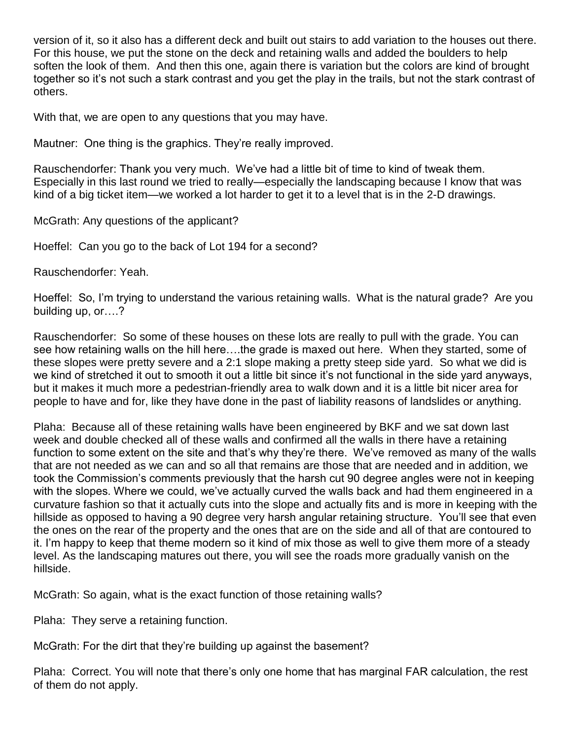version of it, so it also has a different deck and built out stairs to add variation to the houses out there. For this house, we put the stone on the deck and retaining walls and added the boulders to help soften the look of them. And then this one, again there is variation but the colors are kind of brought together so it's not such a stark contrast and you get the play in the trails, but not the stark contrast of others.

With that, we are open to any questions that you may have.

Mautner: One thing is the graphics. They're really improved.

Rauschendorfer: Thank you very much. We've had a little bit of time to kind of tweak them. Especially in this last round we tried to really—especially the landscaping because I know that was kind of a big ticket item—we worked a lot harder to get it to a level that is in the 2-D drawings.

McGrath: Any questions of the applicant?

Hoeffel: Can you go to the back of Lot 194 for a second?

Rauschendorfer: Yeah.

Hoeffel: So, I'm trying to understand the various retaining walls. What is the natural grade? Are you building up, or….?

Rauschendorfer: So some of these houses on these lots are really to pull with the grade. You can see how retaining walls on the hill here….the grade is maxed out here. When they started, some of these slopes were pretty severe and a 2:1 slope making a pretty steep side yard. So what we did is we kind of stretched it out to smooth it out a little bit since it's not functional in the side yard anyways, but it makes it much more a pedestrian-friendly area to walk down and it is a little bit nicer area for people to have and for, like they have done in the past of liability reasons of landslides or anything.

Plaha: Because all of these retaining walls have been engineered by BKF and we sat down last week and double checked all of these walls and confirmed all the walls in there have a retaining function to some extent on the site and that's why they're there. We've removed as many of the walls that are not needed as we can and so all that remains are those that are needed and in addition, we took the Commission's comments previously that the harsh cut 90 degree angles were not in keeping with the slopes. Where we could, we've actually curved the walls back and had them engineered in a curvature fashion so that it actually cuts into the slope and actually fits and is more in keeping with the hillside as opposed to having a 90 degree very harsh angular retaining structure. You'll see that even the ones on the rear of the property and the ones that are on the side and all of that are contoured to it. I'm happy to keep that theme modern so it kind of mix those as well to give them more of a steady level. As the landscaping matures out there, you will see the roads more gradually vanish on the hillside.

McGrath: So again, what is the exact function of those retaining walls?

Plaha: They serve a retaining function.

McGrath: For the dirt that they're building up against the basement?

Plaha: Correct. You will note that there's only one home that has marginal FAR calculation, the rest of them do not apply.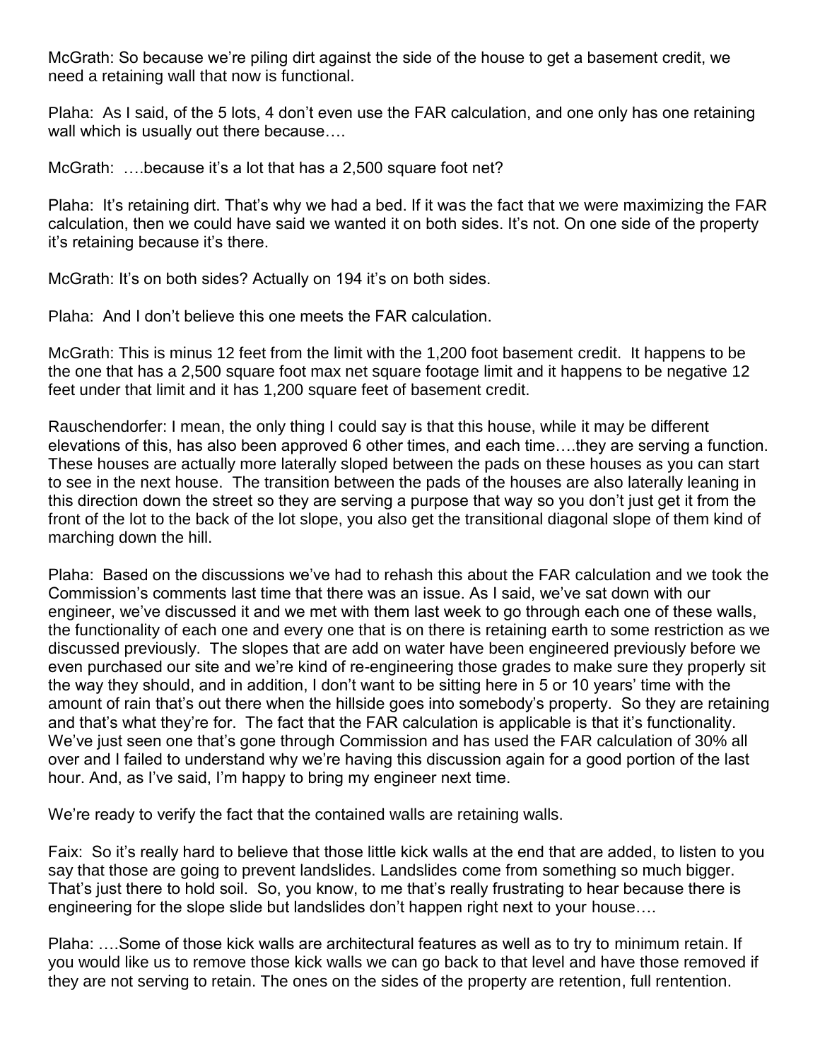McGrath: So because we're piling dirt against the side of the house to get a basement credit, we need a retaining wall that now is functional.

Plaha: As I said, of the 5 lots, 4 don't even use the FAR calculation, and one only has one retaining wall which is usually out there because….

McGrath: ….because it's a lot that has a 2,500 square foot net?

Plaha: It's retaining dirt. That's why we had a bed. If it was the fact that we were maximizing the FAR calculation, then we could have said we wanted it on both sides. It's not. On one side of the property it's retaining because it's there.

McGrath: It's on both sides? Actually on 194 it's on both sides.

Plaha: And I don't believe this one meets the FAR calculation.

McGrath: This is minus 12 feet from the limit with the 1,200 foot basement credit. It happens to be the one that has a 2,500 square foot max net square footage limit and it happens to be negative 12 feet under that limit and it has 1,200 square feet of basement credit.

Rauschendorfer: I mean, the only thing I could say is that this house, while it may be different elevations of this, has also been approved 6 other times, and each time….they are serving a function. These houses are actually more laterally sloped between the pads on these houses as you can start to see in the next house. The transition between the pads of the houses are also laterally leaning in this direction down the street so they are serving a purpose that way so you don't just get it from the front of the lot to the back of the lot slope, you also get the transitional diagonal slope of them kind of marching down the hill.

Plaha: Based on the discussions we've had to rehash this about the FAR calculation and we took the Commission's comments last time that there was an issue. As I said, we've sat down with our engineer, we've discussed it and we met with them last week to go through each one of these walls, the functionality of each one and every one that is on there is retaining earth to some restriction as we discussed previously. The slopes that are add on water have been engineered previously before we even purchased our site and we're kind of re-engineering those grades to make sure they properly sit the way they should, and in addition, I don't want to be sitting here in 5 or 10 years' time with the amount of rain that's out there when the hillside goes into somebody's property. So they are retaining and that's what they're for. The fact that the FAR calculation is applicable is that it's functionality. We've just seen one that's gone through Commission and has used the FAR calculation of 30% all over and I failed to understand why we're having this discussion again for a good portion of the last hour. And, as I've said, I'm happy to bring my engineer next time.

We're ready to verify the fact that the contained walls are retaining walls.

Faix: So it's really hard to believe that those little kick walls at the end that are added, to listen to you say that those are going to prevent landslides. Landslides come from something so much bigger. That's just there to hold soil. So, you know, to me that's really frustrating to hear because there is engineering for the slope slide but landslides don't happen right next to your house….

Plaha: ….Some of those kick walls are architectural features as well as to try to minimum retain. If you would like us to remove those kick walls we can go back to that level and have those removed if they are not serving to retain. The ones on the sides of the property are retention, full rentention.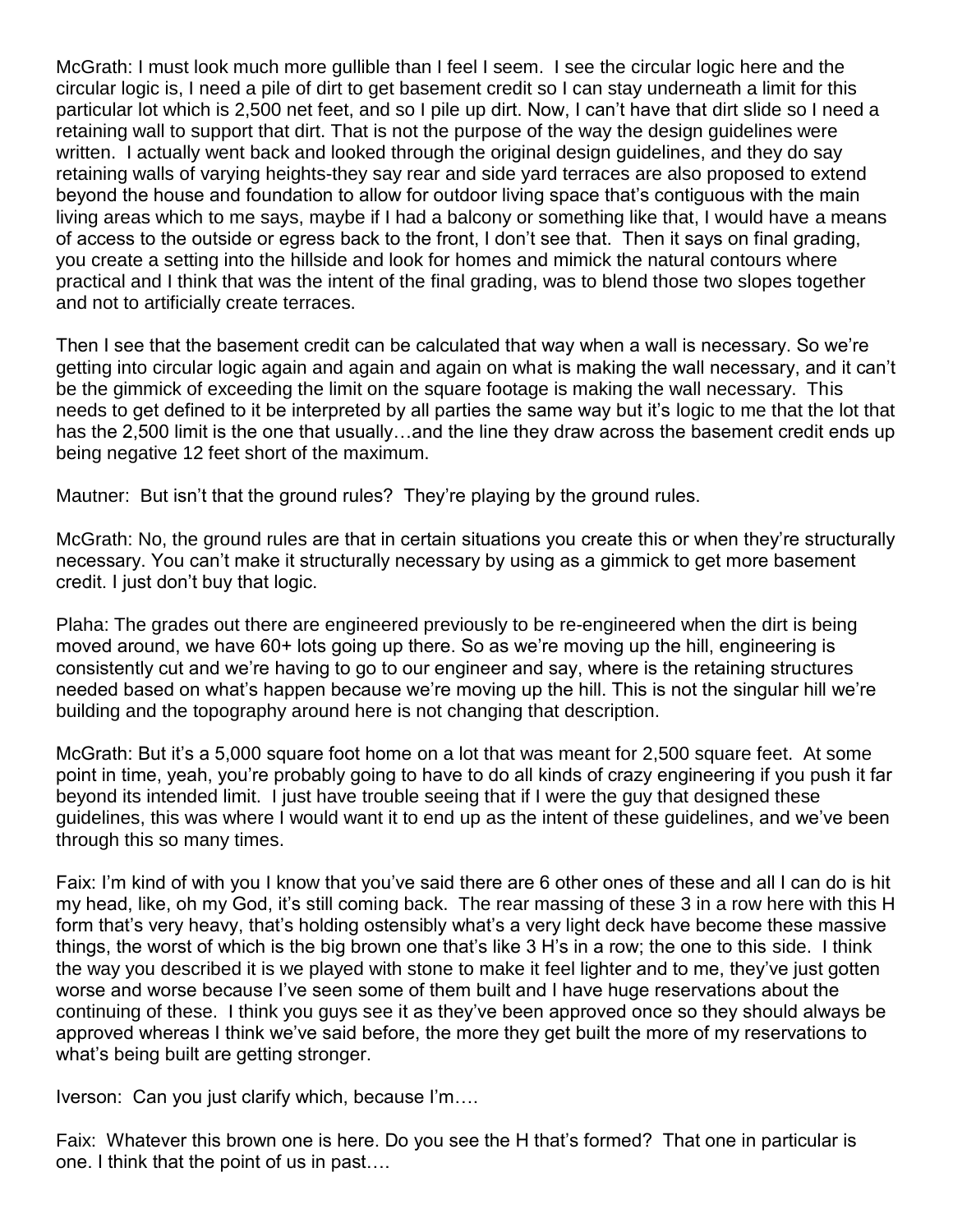McGrath: I must look much more gullible than I feel I seem. I see the circular logic here and the circular logic is, I need a pile of dirt to get basement credit so I can stay underneath a limit for this particular lot which is 2,500 net feet, and so I pile up dirt. Now, I can't have that dirt slide so I need a retaining wall to support that dirt. That is not the purpose of the way the design guidelines were written. I actually went back and looked through the original design guidelines, and they do say retaining walls of varying heights-they say rear and side yard terraces are also proposed to extend beyond the house and foundation to allow for outdoor living space that's contiguous with the main living areas which to me says, maybe if I had a balcony or something like that, I would have a means of access to the outside or egress back to the front, I don't see that. Then it says on final grading, you create a setting into the hillside and look for homes and mimick the natural contours where practical and I think that was the intent of the final grading, was to blend those two slopes together and not to artificially create terraces.

Then I see that the basement credit can be calculated that way when a wall is necessary. So we're getting into circular logic again and again and again on what is making the wall necessary, and it can't be the gimmick of exceeding the limit on the square footage is making the wall necessary. This needs to get defined to it be interpreted by all parties the same way but it's logic to me that the lot that has the 2,500 limit is the one that usually…and the line they draw across the basement credit ends up being negative 12 feet short of the maximum.

Mautner: But isn't that the ground rules? They're playing by the ground rules.

McGrath: No, the ground rules are that in certain situations you create this or when they're structurally necessary. You can't make it structurally necessary by using as a gimmick to get more basement credit. I just don't buy that logic.

Plaha: The grades out there are engineered previously to be re-engineered when the dirt is being moved around, we have 60+ lots going up there. So as we're moving up the hill, engineering is consistently cut and we're having to go to our engineer and say, where is the retaining structures needed based on what's happen because we're moving up the hill. This is not the singular hill we're building and the topography around here is not changing that description.

McGrath: But it's a 5,000 square foot home on a lot that was meant for 2,500 square feet. At some point in time, yeah, you're probably going to have to do all kinds of crazy engineering if you push it far beyond its intended limit. I just have trouble seeing that if I were the guy that designed these guidelines, this was where I would want it to end up as the intent of these guidelines, and we've been through this so many times.

Faix: I'm kind of with you I know that you've said there are 6 other ones of these and all I can do is hit my head, like, oh my God, it's still coming back. The rear massing of these 3 in a row here with this H form that's very heavy, that's holding ostensibly what's a very light deck have become these massive things, the worst of which is the big brown one that's like 3 H's in a row; the one to this side. I think the way you described it is we played with stone to make it feel lighter and to me, they've just gotten worse and worse because I've seen some of them built and I have huge reservations about the continuing of these. I think you guys see it as they've been approved once so they should always be approved whereas I think we've said before, the more they get built the more of my reservations to what's being built are getting stronger.

Iverson: Can you just clarify which, because I'm….

Faix: Whatever this brown one is here. Do you see the H that's formed? That one in particular is one. I think that the point of us in past….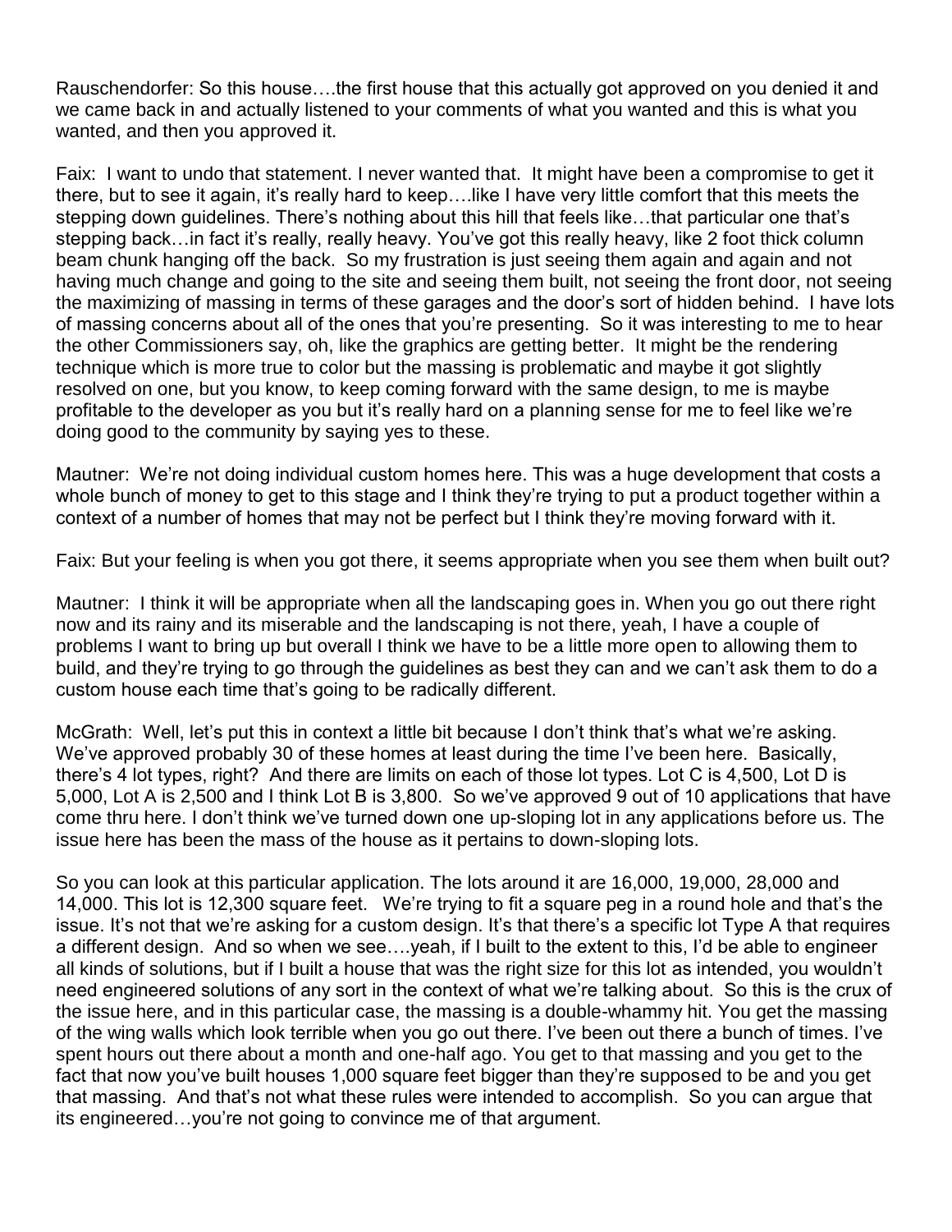Rauschendorfer: So this house….the first house that this actually got approved on you denied it and we came back in and actually listened to your comments of what you wanted and this is what you wanted, and then you approved it.

Faix: I want to undo that statement. I never wanted that. It might have been a compromise to get it there, but to see it again, it's really hard to keep….like I have very little comfort that this meets the stepping down guidelines. There's nothing about this hill that feels like…that particular one that's stepping back…in fact it's really, really heavy. You've got this really heavy, like 2 foot thick column beam chunk hanging off the back. So my frustration is just seeing them again and again and not having much change and going to the site and seeing them built, not seeing the front door, not seeing the maximizing of massing in terms of these garages and the door's sort of hidden behind. I have lots of massing concerns about all of the ones that you're presenting. So it was interesting to me to hear the other Commissioners say, oh, like the graphics are getting better. It might be the rendering technique which is more true to color but the massing is problematic and maybe it got slightly resolved on one, but you know, to keep coming forward with the same design, to me is maybe profitable to the developer as you but it's really hard on a planning sense for me to feel like we're doing good to the community by saying yes to these.

Mautner: We're not doing individual custom homes here. This was a huge development that costs a whole bunch of money to get to this stage and I think they're trying to put a product together within a context of a number of homes that may not be perfect but I think they're moving forward with it.

Faix: But your feeling is when you got there, it seems appropriate when you see them when built out?

Mautner: I think it will be appropriate when all the landscaping goes in. When you go out there right now and its rainy and its miserable and the landscaping is not there, yeah, I have a couple of problems I want to bring up but overall I think we have to be a little more open to allowing them to build, and they're trying to go through the guidelines as best they can and we can't ask them to do a custom house each time that's going to be radically different.

McGrath: Well, let's put this in context a little bit because I don't think that's what we're asking. We've approved probably 30 of these homes at least during the time I've been here. Basically, there's 4 lot types, right? And there are limits on each of those lot types. Lot C is 4,500, Lot D is 5,000, Lot A is 2,500 and I think Lot B is 3,800. So we've approved 9 out of 10 applications that have come thru here. I don't think we've turned down one up-sloping lot in any applications before us. The issue here has been the mass of the house as it pertains to down-sloping lots.

So you can look at this particular application. The lots around it are 16,000, 19,000, 28,000 and 14,000. This lot is 12,300 square feet. We're trying to fit a square peg in a round hole and that's the issue. It's not that we're asking for a custom design. It's that there's a specific lot Type A that requires a different design. And so when we see….yeah, if I built to the extent to this, I'd be able to engineer all kinds of solutions, but if I built a house that was the right size for this lot as intended, you wouldn't need engineered solutions of any sort in the context of what we're talking about. So this is the crux of the issue here, and in this particular case, the massing is a double-whammy hit. You get the massing of the wing walls which look terrible when you go out there. I've been out there a bunch of times. I've spent hours out there about a month and one-half ago. You get to that massing and you get to the fact that now you've built houses 1,000 square feet bigger than they're supposed to be and you get that massing. And that's not what these rules were intended to accomplish. So you can argue that its engineered…you're not going to convince me of that argument.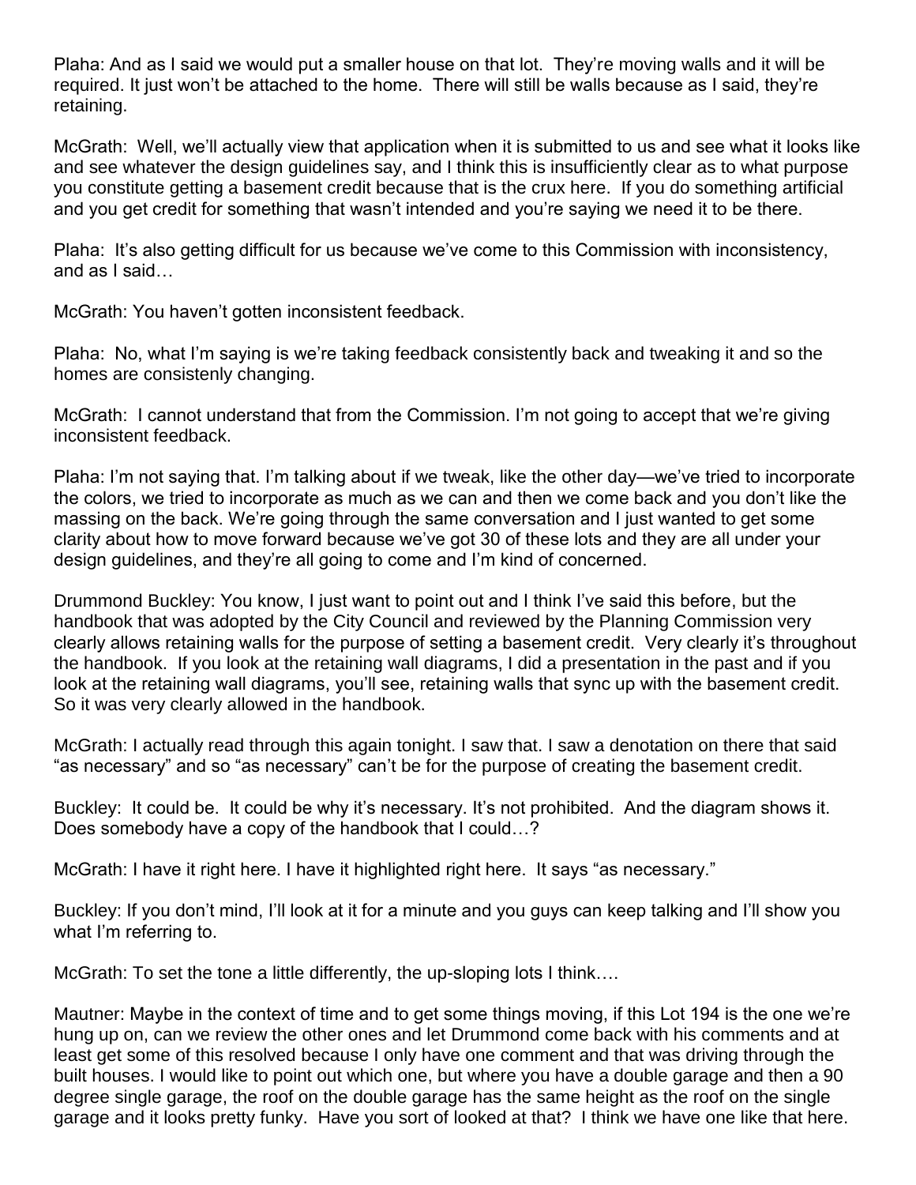Plaha: And as I said we would put a smaller house on that lot. They're moving walls and it will be required. It just won't be attached to the home. There will still be walls because as I said, they're retaining.

McGrath: Well, we'll actually view that application when it is submitted to us and see what it looks like and see whatever the design guidelines say, and I think this is insufficiently clear as to what purpose you constitute getting a basement credit because that is the crux here. If you do something artificial and you get credit for something that wasn't intended and you're saying we need it to be there.

Plaha: It's also getting difficult for us because we've come to this Commission with inconsistency, and as I said…

McGrath: You haven't gotten inconsistent feedback.

Plaha: No, what I'm saying is we're taking feedback consistently back and tweaking it and so the homes are consistenly changing.

McGrath: I cannot understand that from the Commission. I'm not going to accept that we're giving inconsistent feedback.

Plaha: I'm not saying that. I'm talking about if we tweak, like the other day—we've tried to incorporate the colors, we tried to incorporate as much as we can and then we come back and you don't like the massing on the back. We're going through the same conversation and I just wanted to get some clarity about how to move forward because we've got 30 of these lots and they are all under your design guidelines, and they're all going to come and I'm kind of concerned.

Drummond Buckley: You know, I just want to point out and I think I've said this before, but the handbook that was adopted by the City Council and reviewed by the Planning Commission very clearly allows retaining walls for the purpose of setting a basement credit. Very clearly it's throughout the handbook. If you look at the retaining wall diagrams, I did a presentation in the past and if you look at the retaining wall diagrams, you'll see, retaining walls that sync up with the basement credit. So it was very clearly allowed in the handbook.

McGrath: I actually read through this again tonight. I saw that. I saw a denotation on there that said "as necessary" and so "as necessary" can't be for the purpose of creating the basement credit.

Buckley: It could be. It could be why it's necessary. It's not prohibited. And the diagram shows it. Does somebody have a copy of the handbook that I could…?

McGrath: I have it right here. I have it highlighted right here. It says "as necessary."

Buckley: If you don't mind, I'll look at it for a minute and you guys can keep talking and I'll show you what I'm referring to.

McGrath: To set the tone a little differently, the up-sloping lots I think….

Mautner: Maybe in the context of time and to get some things moving, if this Lot 194 is the one we're hung up on, can we review the other ones and let Drummond come back with his comments and at least get some of this resolved because I only have one comment and that was driving through the built houses. I would like to point out which one, but where you have a double garage and then a 90 degree single garage, the roof on the double garage has the same height as the roof on the single garage and it looks pretty funky. Have you sort of looked at that? I think we have one like that here.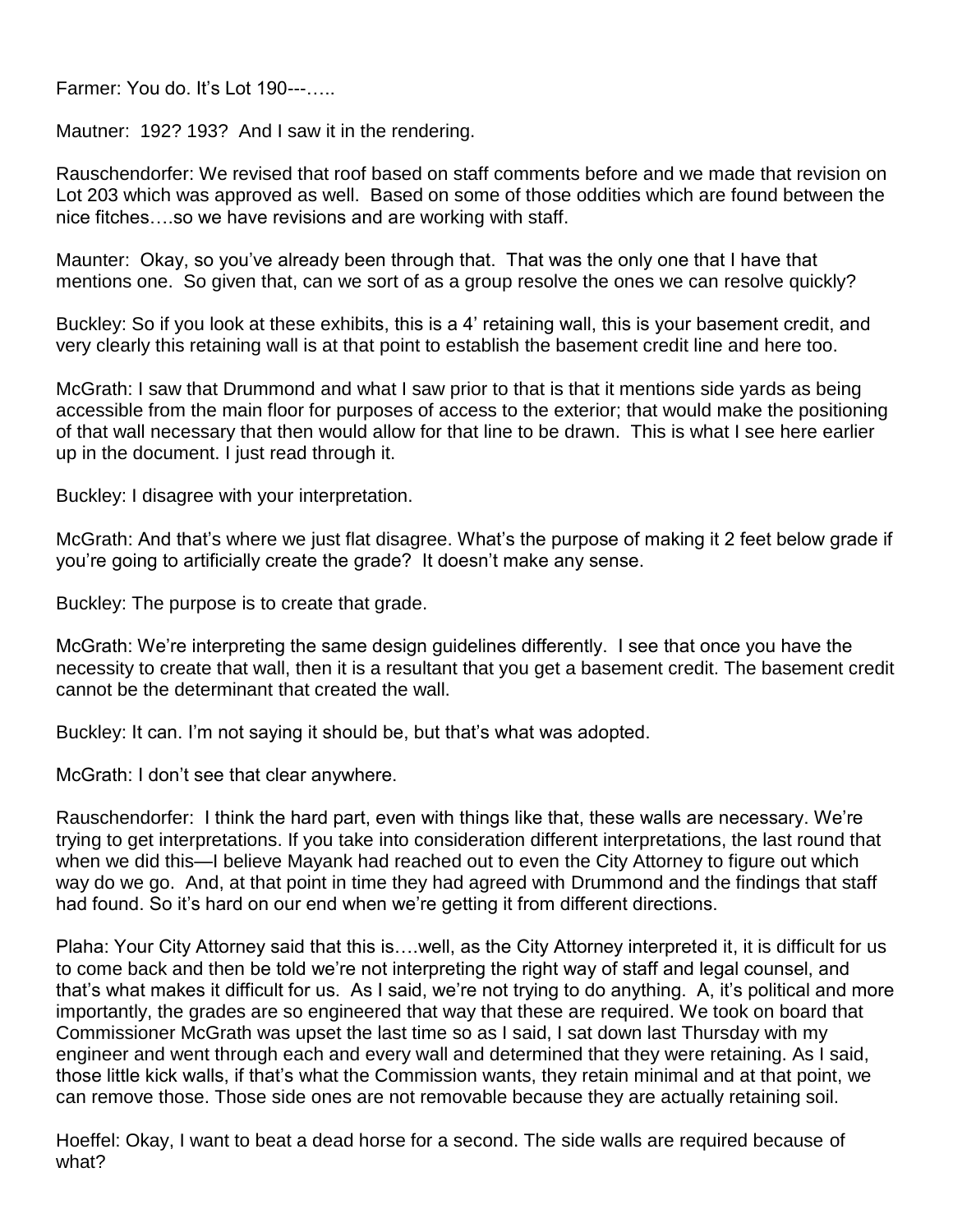Farmer: You do. It's Lot 190---…..

Mautner: 192? 193? And I saw it in the rendering.

Rauschendorfer: We revised that roof based on staff comments before and we made that revision on Lot 203 which was approved as well. Based on some of those oddities which are found between the nice fitches….so we have revisions and are working with staff.

Maunter: Okay, so you've already been through that. That was the only one that I have that mentions one. So given that, can we sort of as a group resolve the ones we can resolve quickly?

Buckley: So if you look at these exhibits, this is a 4' retaining wall, this is your basement credit, and very clearly this retaining wall is at that point to establish the basement credit line and here too.

McGrath: I saw that Drummond and what I saw prior to that is that it mentions side yards as being accessible from the main floor for purposes of access to the exterior; that would make the positioning of that wall necessary that then would allow for that line to be drawn. This is what I see here earlier up in the document. I just read through it.

Buckley: I disagree with your interpretation.

McGrath: And that's where we just flat disagree. What's the purpose of making it 2 feet below grade if you're going to artificially create the grade? It doesn't make any sense.

Buckley: The purpose is to create that grade.

McGrath: We're interpreting the same design guidelines differently. I see that once you have the necessity to create that wall, then it is a resultant that you get a basement credit. The basement credit cannot be the determinant that created the wall.

Buckley: It can. I'm not saying it should be, but that's what was adopted.

McGrath: I don't see that clear anywhere.

Rauschendorfer: I think the hard part, even with things like that, these walls are necessary. We're trying to get interpretations. If you take into consideration different interpretations, the last round that when we did this—I believe Mayank had reached out to even the City Attorney to figure out which way do we go. And, at that point in time they had agreed with Drummond and the findings that staff had found. So it's hard on our end when we're getting it from different directions.

Plaha: Your City Attorney said that this is….well, as the City Attorney interpreted it, it is difficult for us to come back and then be told we're not interpreting the right way of staff and legal counsel, and that's what makes it difficult for us. As I said, we're not trying to do anything. A, it's political and more importantly, the grades are so engineered that way that these are required. We took on board that Commissioner McGrath was upset the last time so as I said, I sat down last Thursday with my engineer and went through each and every wall and determined that they were retaining. As I said, those little kick walls, if that's what the Commission wants, they retain minimal and at that point, we can remove those. Those side ones are not removable because they are actually retaining soil.

Hoeffel: Okay, I want to beat a dead horse for a second. The side walls are required because of what?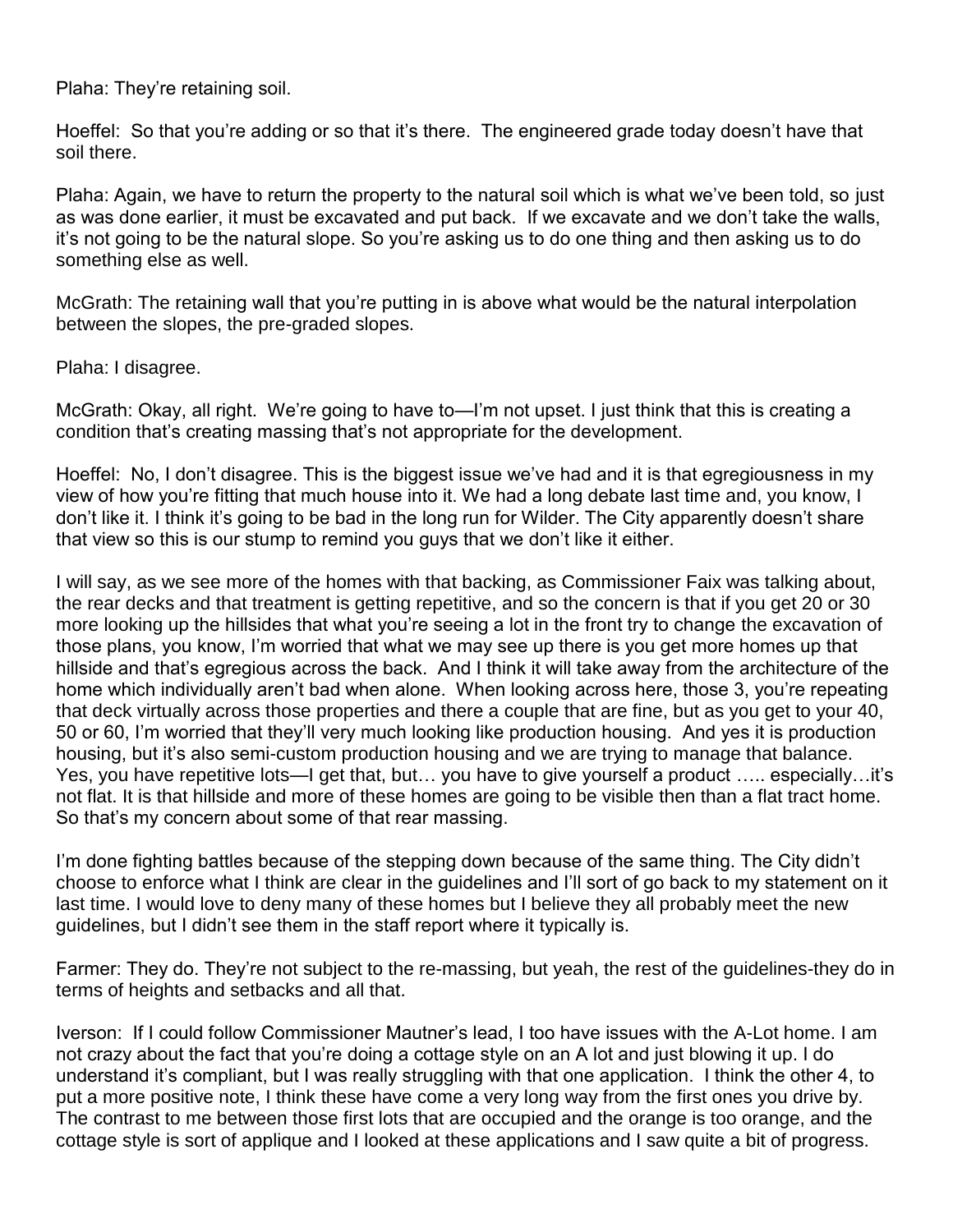Plaha: They're retaining soil.

Hoeffel: So that you're adding or so that it's there. The engineered grade today doesn't have that soil there.

Plaha: Again, we have to return the property to the natural soil which is what we've been told, so just as was done earlier, it must be excavated and put back. If we excavate and we don't take the walls, it's not going to be the natural slope. So you're asking us to do one thing and then asking us to do something else as well.

McGrath: The retaining wall that you're putting in is above what would be the natural interpolation between the slopes, the pre-graded slopes.

Plaha: I disagree.

McGrath: Okay, all right. We're going to have to—I'm not upset. I just think that this is creating a condition that's creating massing that's not appropriate for the development.

Hoeffel: No, I don't disagree. This is the biggest issue we've had and it is that egregiousness in my view of how you're fitting that much house into it. We had a long debate last time and, you know, I don't like it. I think it's going to be bad in the long run for Wilder. The City apparently doesn't share that view so this is our stump to remind you guys that we don't like it either.

I will say, as we see more of the homes with that backing, as Commissioner Faix was talking about, the rear decks and that treatment is getting repetitive, and so the concern is that if you get 20 or 30 more looking up the hillsides that what you're seeing a lot in the front try to change the excavation of those plans, you know, I'm worried that what we may see up there is you get more homes up that hillside and that's egregious across the back. And I think it will take away from the architecture of the home which individually aren't bad when alone. When looking across here, those 3, you're repeating that deck virtually across those properties and there a couple that are fine, but as you get to your 40, 50 or 60, I'm worried that they'll very much looking like production housing. And yes it is production housing, but it's also semi-custom production housing and we are trying to manage that balance. Yes, you have repetitive lots—I get that, but… you have to give yourself a product ….. especially…it's not flat. It is that hillside and more of these homes are going to be visible then than a flat tract home. So that's my concern about some of that rear massing.

I'm done fighting battles because of the stepping down because of the same thing. The City didn't choose to enforce what I think are clear in the guidelines and I'll sort of go back to my statement on it last time. I would love to deny many of these homes but I believe they all probably meet the new guidelines, but I didn't see them in the staff report where it typically is.

Farmer: They do. They're not subject to the re-massing, but yeah, the rest of the guidelines-they do in terms of heights and setbacks and all that.

Iverson: If I could follow Commissioner Mautner's lead, I too have issues with the A-Lot home. I am not crazy about the fact that you're doing a cottage style on an A lot and just blowing it up. I do understand it's compliant, but I was really struggling with that one application. I think the other 4, to put a more positive note, I think these have come a very long way from the first ones you drive by. The contrast to me between those first lots that are occupied and the orange is too orange, and the cottage style is sort of applique and I looked at these applications and I saw quite a bit of progress.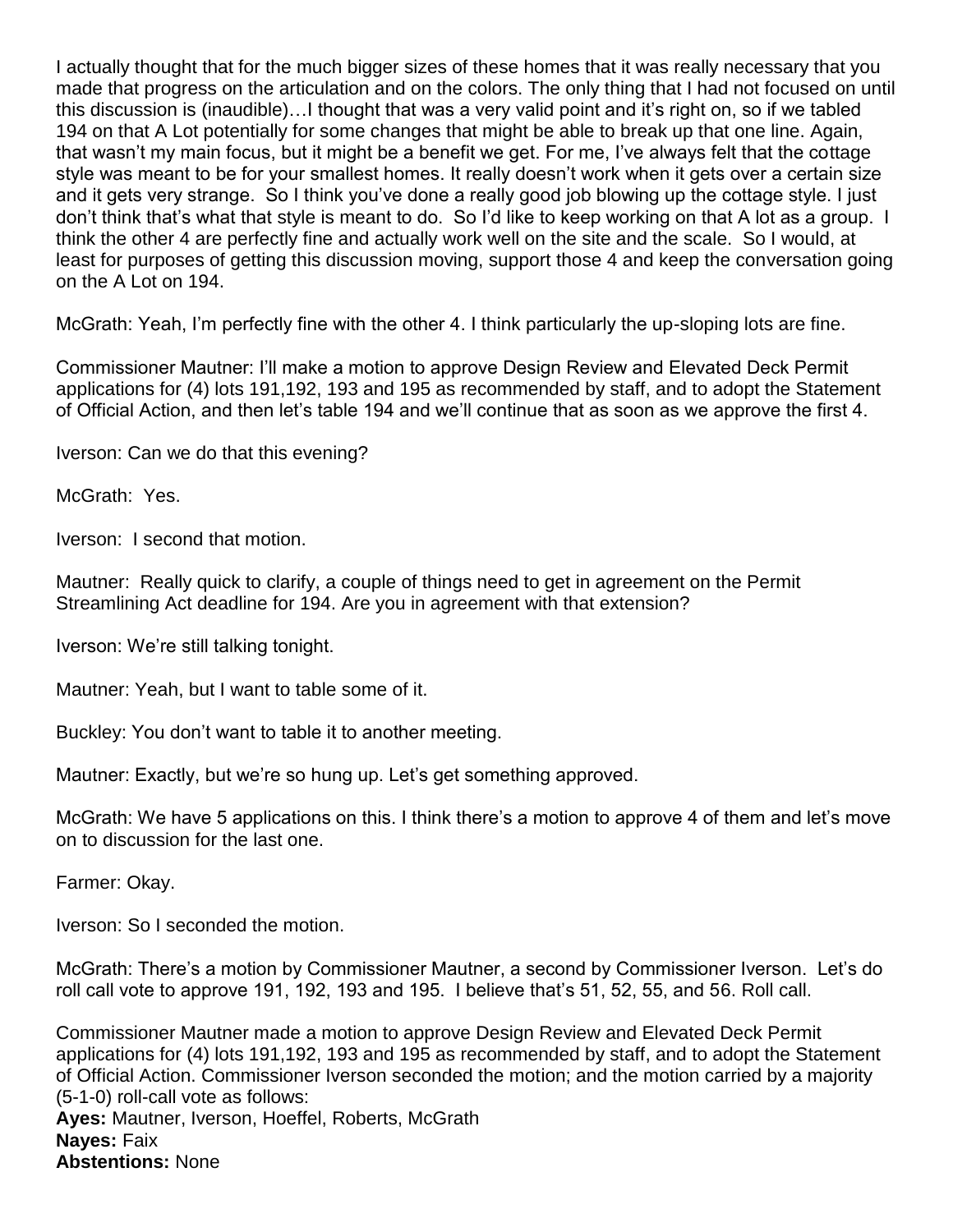I actually thought that for the much bigger sizes of these homes that it was really necessary that you made that progress on the articulation and on the colors. The only thing that I had not focused on until this discussion is (inaudible)…I thought that was a very valid point and it's right on, so if we tabled 194 on that A Lot potentially for some changes that might be able to break up that one line. Again, that wasn't my main focus, but it might be a benefit we get. For me, I've always felt that the cottage style was meant to be for your smallest homes. It really doesn't work when it gets over a certain size and it gets very strange. So I think you've done a really good job blowing up the cottage style. I just don't think that's what that style is meant to do. So I'd like to keep working on that A lot as a group. I think the other 4 are perfectly fine and actually work well on the site and the scale. So I would, at least for purposes of getting this discussion moving, support those 4 and keep the conversation going on the A Lot on 194.

McGrath: Yeah, I'm perfectly fine with the other 4. I think particularly the up-sloping lots are fine.

Commissioner Mautner: I'll make a motion to approve Design Review and Elevated Deck Permit applications for (4) lots 191,192, 193 and 195 as recommended by staff, and to adopt the Statement of Official Action, and then let's table 194 and we'll continue that as soon as we approve the first 4.

Iverson: Can we do that this evening?

McGrath: Yes.

Iverson: I second that motion.

Mautner: Really quick to clarify, a couple of things need to get in agreement on the Permit Streamlining Act deadline for 194. Are you in agreement with that extension?

Iverson: We're still talking tonight.

Mautner: Yeah, but I want to table some of it.

Buckley: You don't want to table it to another meeting.

Mautner: Exactly, but we're so hung up. Let's get something approved.

McGrath: We have 5 applications on this. I think there's a motion to approve 4 of them and let's move on to discussion for the last one.

Farmer: Okay.

Iverson: So I seconded the motion.

McGrath: There's a motion by Commissioner Mautner, a second by Commissioner Iverson. Let's do roll call vote to approve 191, 192, 193 and 195. I believe that's 51, 52, 55, and 56. Roll call.

Commissioner Mautner made a motion to approve Design Review and Elevated Deck Permit applications for (4) lots 191,192, 193 and 195 as recommended by staff, and to adopt the Statement of Official Action. Commissioner Iverson seconded the motion; and the motion carried by a majority (5-1-0) roll-call vote as follows:

**Ayes:** Mautner, Iverson, Hoeffel, Roberts, McGrath
**Nayes:** Faix
**Abstentions:** None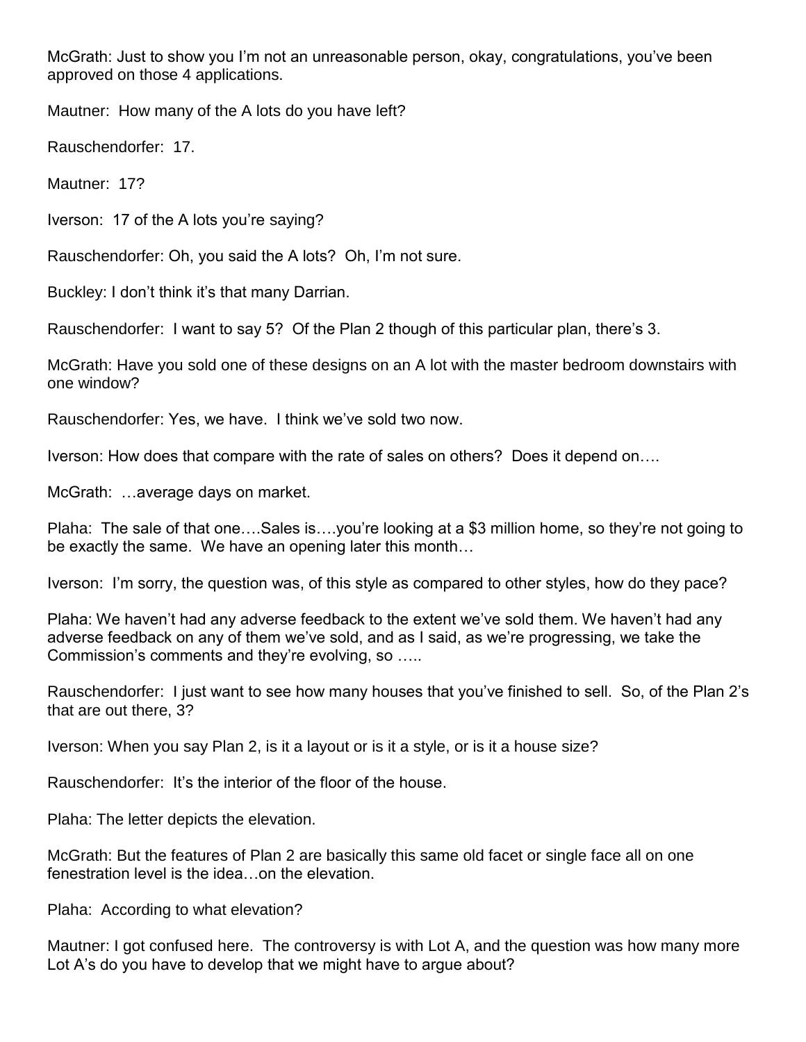McGrath: Just to show you I'm not an unreasonable person, okay, congratulations, you've been approved on those 4 applications.

Mautner: How many of the A lots do you have left?

Rauschendorfer: 17.

Mautner: 17?

Iverson: 17 of the A lots you're saying?

Rauschendorfer: Oh, you said the A lots? Oh, I'm not sure.

Buckley: I don't think it's that many Darrian.

Rauschendorfer: I want to say 5? Of the Plan 2 though of this particular plan, there's 3.

McGrath: Have you sold one of these designs on an A lot with the master bedroom downstairs with one window?

Rauschendorfer: Yes, we have. I think we've sold two now.

Iverson: How does that compare with the rate of sales on others? Does it depend on….

McGrath: …average days on market.

Plaha: The sale of that one….Sales is….you're looking at a $3 million home, so they're not going to be exactly the same. We have an opening later this month…

Iverson: I'm sorry, the question was, of this style as compared to other styles, how do they pace?

Plaha: We haven't had any adverse feedback to the extent we've sold them. We haven't had any adverse feedback on any of them we've sold, and as I said, as we're progressing, we take the Commission's comments and they're evolving, so …..

Rauschendorfer: I just want to see how many houses that you've finished to sell. So, of the Plan 2's that are out there, 3?

Iverson: When you say Plan 2, is it a layout or is it a style, or is it a house size?

Rauschendorfer: It's the interior of the floor of the house.

Plaha: The letter depicts the elevation.

McGrath: But the features of Plan 2 are basically this same old facet or single face all on one fenestration level is the idea…on the elevation.

Plaha: According to what elevation?

Mautner: I got confused here. The controversy is with Lot A, and the question was how many more Lot A's do you have to develop that we might have to argue about?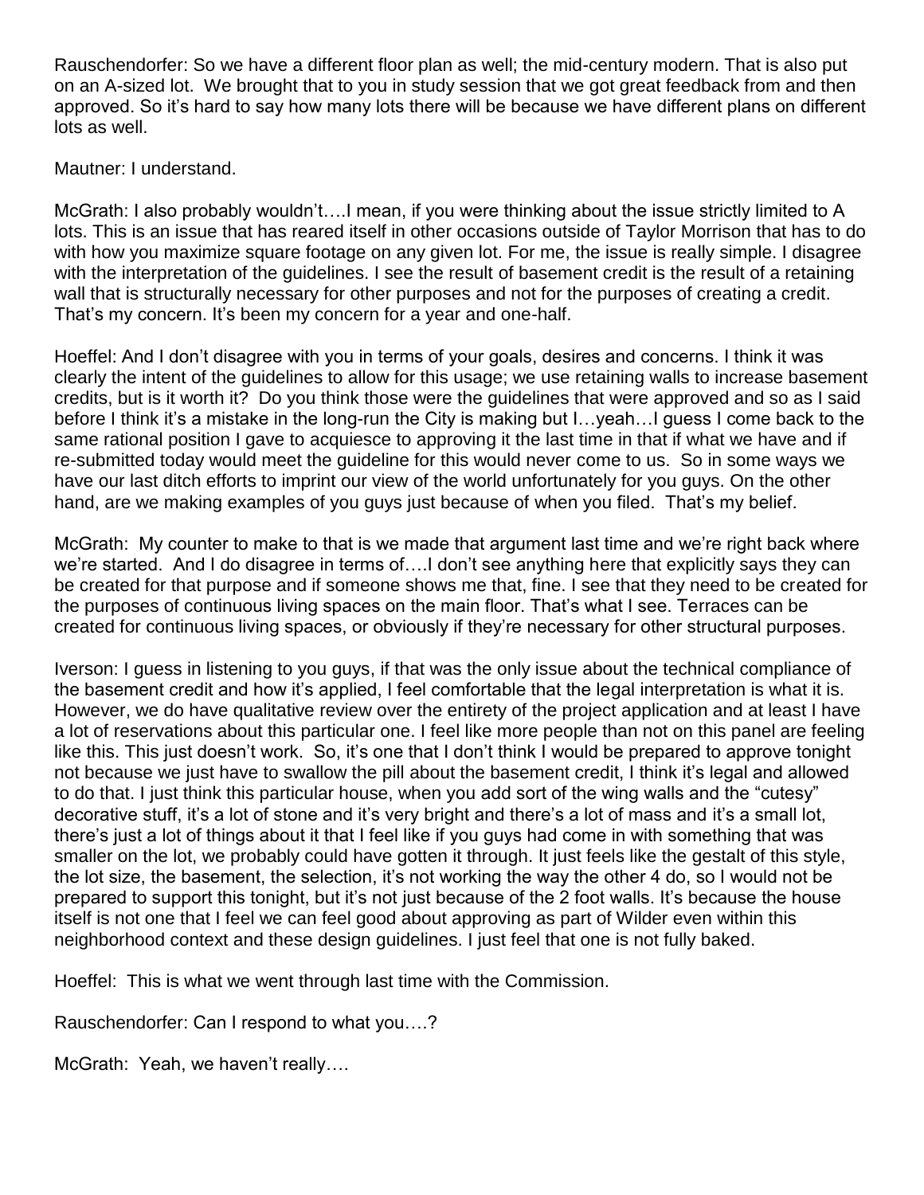Rauschendorfer: So we have a different floor plan as well; the mid-century modern. That is also put on an A-sized lot. We brought that to you in study session that we got great feedback from and then approved. So it's hard to say how many lots there will be because we have different plans on different lots as well.

Mautner: I understand.

McGrath: I also probably wouldn't….I mean, if you were thinking about the issue strictly limited to A lots. This is an issue that has reared itself in other occasions outside of Taylor Morrison that has to do with how you maximize square footage on any given lot. For me, the issue is really simple. I disagree with the interpretation of the guidelines. I see the result of basement credit is the result of a retaining wall that is structurally necessary for other purposes and not for the purposes of creating a credit. That's my concern. It's been my concern for a year and one-half.

Hoeffel: And I don't disagree with you in terms of your goals, desires and concerns. I think it was clearly the intent of the guidelines to allow for this usage; we use retaining walls to increase basement credits, but is it worth it? Do you think those were the guidelines that were approved and so as I said before I think it's a mistake in the long-run the City is making but I…yeah…I guess I come back to the same rational position I gave to acquiesce to approving it the last time in that if what we have and if re-submitted today would meet the guideline for this would never come to us. So in some ways we have our last ditch efforts to imprint our view of the world unfortunately for you guys. On the other hand, are we making examples of you guys just because of when you filed. That's my belief.

McGrath: My counter to make to that is we made that argument last time and we're right back where we're started. And I do disagree in terms of….I don't see anything here that explicitly says they can be created for that purpose and if someone shows me that, fine. I see that they need to be created for the purposes of continuous living spaces on the main floor. That's what I see. Terraces can be created for continuous living spaces, or obviously if they're necessary for other structural purposes.

Iverson: I guess in listening to you guys, if that was the only issue about the technical compliance of the basement credit and how it's applied, I feel comfortable that the legal interpretation is what it is. However, we do have qualitative review over the entirety of the project application and at least I have a lot of reservations about this particular one. I feel like more people than not on this panel are feeling like this. This just doesn't work. So, it's one that I don't think I would be prepared to approve tonight not because we just have to swallow the pill about the basement credit, I think it's legal and allowed to do that. I just think this particular house, when you add sort of the wing walls and the "cutesy" decorative stuff, it's a lot of stone and it's very bright and there's a lot of mass and it's a small lot, there's just a lot of things about it that I feel like if you guys had come in with something that was smaller on the lot, we probably could have gotten it through. It just feels like the gestalt of this style, the lot size, the basement, the selection, it's not working the way the other 4 do, so I would not be prepared to support this tonight, but it's not just because of the 2 foot walls. It's because the house itself is not one that I feel we can feel good about approving as part of Wilder even within this neighborhood context and these design guidelines. I just feel that one is not fully baked.

Hoeffel: This is what we went through last time with the Commission.

Rauschendorfer: Can I respond to what you….?

McGrath: Yeah, we haven't really….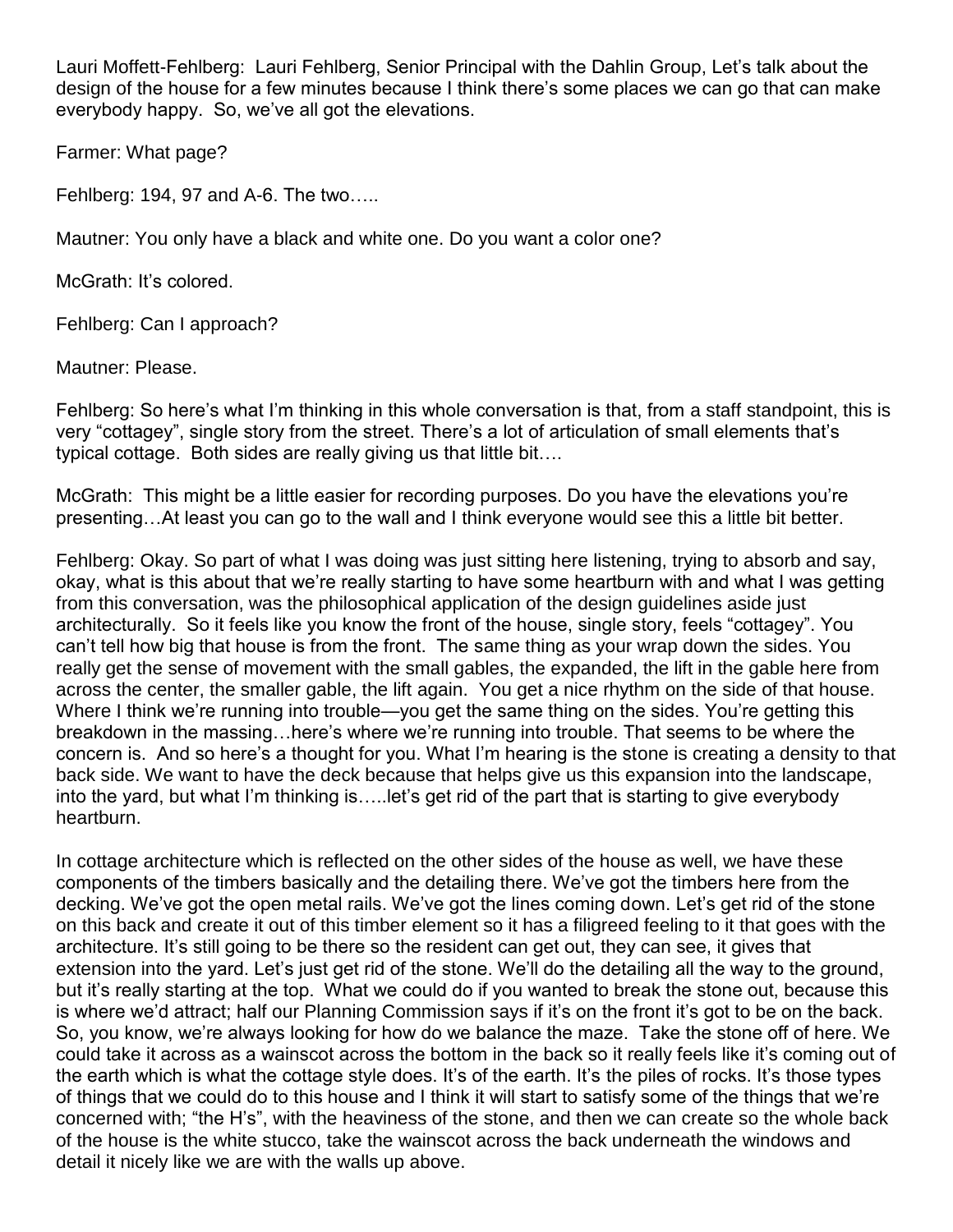Lauri Moffett-Fehlberg: Lauri Fehlberg, Senior Principal with the Dahlin Group, Let's talk about the design of the house for a few minutes because I think there's some places we can go that can make everybody happy. So, we've all got the elevations.

Farmer: What page?

Fehlberg: 194, 97 and A-6. The two…..

Mautner: You only have a black and white one. Do you want a color one?

McGrath: It's colored.

Fehlberg: Can I approach?

Mautner: Please.

Fehlberg: So here's what I'm thinking in this whole conversation is that, from a staff standpoint, this is very "cottagey", single story from the street. There's a lot of articulation of small elements that's typical cottage. Both sides are really giving us that little bit….

McGrath: This might be a little easier for recording purposes. Do you have the elevations you're presenting…At least you can go to the wall and I think everyone would see this a little bit better.

Fehlberg: Okay. So part of what I was doing was just sitting here listening, trying to absorb and say, okay, what is this about that we're really starting to have some heartburn with and what I was getting from this conversation, was the philosophical application of the design guidelines aside just architecturally. So it feels like you know the front of the house, single story, feels "cottagey". You can't tell how big that house is from the front. The same thing as your wrap down the sides. You really get the sense of movement with the small gables, the expanded, the lift in the gable here from across the center, the smaller gable, the lift again. You get a nice rhythm on the side of that house. Where I think we're running into trouble—you get the same thing on the sides. You're getting this breakdown in the massing…here's where we're running into trouble. That seems to be where the concern is. And so here's a thought for you. What I'm hearing is the stone is creating a density to that back side. We want to have the deck because that helps give us this expansion into the landscape, into the yard, but what I'm thinking is…..let's get rid of the part that is starting to give everybody heartburn.

In cottage architecture which is reflected on the other sides of the house as well, we have these components of the timbers basically and the detailing there. We've got the timbers here from the decking. We've got the open metal rails. We've got the lines coming down. Let's get rid of the stone on this back and create it out of this timber element so it has a filigreed feeling to it that goes with the architecture. It's still going to be there so the resident can get out, they can see, it gives that extension into the yard. Let's just get rid of the stone. We'll do the detailing all the way to the ground, but it's really starting at the top. What we could do if you wanted to break the stone out, because this is where we'd attract; half our Planning Commission says if it's on the front it's got to be on the back. So, you know, we're always looking for how do we balance the maze. Take the stone off of here. We could take it across as a wainscot across the bottom in the back so it really feels like it's coming out of the earth which is what the cottage style does. It's of the earth. It's the piles of rocks. It's those types of things that we could do to this house and I think it will start to satisfy some of the things that we're concerned with; "the H's", with the heaviness of the stone, and then we can create so the whole back of the house is the white stucco, take the wainscot across the back underneath the windows and detail it nicely like we are with the walls up above.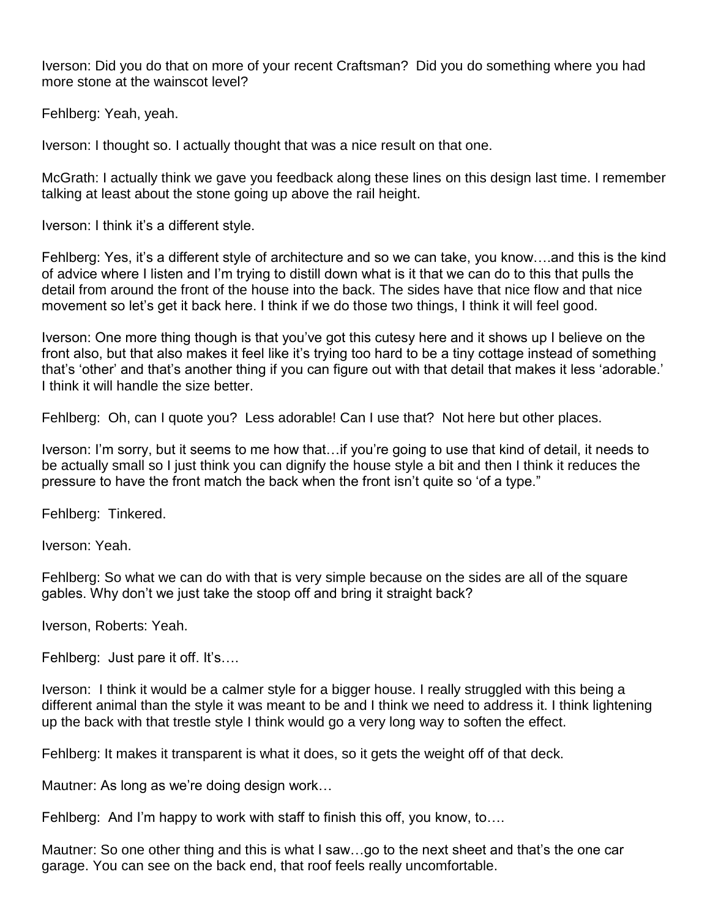Iverson: Did you do that on more of your recent Craftsman? Did you do something where you had more stone at the wainscot level?

Fehlberg: Yeah, yeah.

Iverson: I thought so. I actually thought that was a nice result on that one.

McGrath: I actually think we gave you feedback along these lines on this design last time. I remember talking at least about the stone going up above the rail height.

Iverson: I think it's a different style.

Fehlberg: Yes, it's a different style of architecture and so we can take, you know….and this is the kind of advice where I listen and I'm trying to distill down what is it that we can do to this that pulls the detail from around the front of the house into the back. The sides have that nice flow and that nice movement so let's get it back here. I think if we do those two things, I think it will feel good.

Iverson: One more thing though is that you've got this cutesy here and it shows up I believe on the front also, but that also makes it feel like it's trying too hard to be a tiny cottage instead of something that's 'other' and that's another thing if you can figure out with that detail that makes it less 'adorable.' I think it will handle the size better.

Fehlberg: Oh, can I quote you? Less adorable! Can I use that? Not here but other places.

Iverson: I'm sorry, but it seems to me how that…if you're going to use that kind of detail, it needs to be actually small so I just think you can dignify the house style a bit and then I think it reduces the pressure to have the front match the back when the front isn't quite so 'of a type."

Fehlberg: Tinkered.

Iverson: Yeah.

Fehlberg: So what we can do with that is very simple because on the sides are all of the square gables. Why don't we just take the stoop off and bring it straight back?

Iverson, Roberts: Yeah.

Fehlberg: Just pare it off. It's….

Iverson: I think it would be a calmer style for a bigger house. I really struggled with this being a different animal than the style it was meant to be and I think we need to address it. I think lightening up the back with that trestle style I think would go a very long way to soften the effect.

Fehlberg: It makes it transparent is what it does, so it gets the weight off of that deck.

Mautner: As long as we're doing design work…

Fehlberg: And I'm happy to work with staff to finish this off, you know, to….

Mautner: So one other thing and this is what I saw…go to the next sheet and that's the one car garage. You can see on the back end, that roof feels really uncomfortable.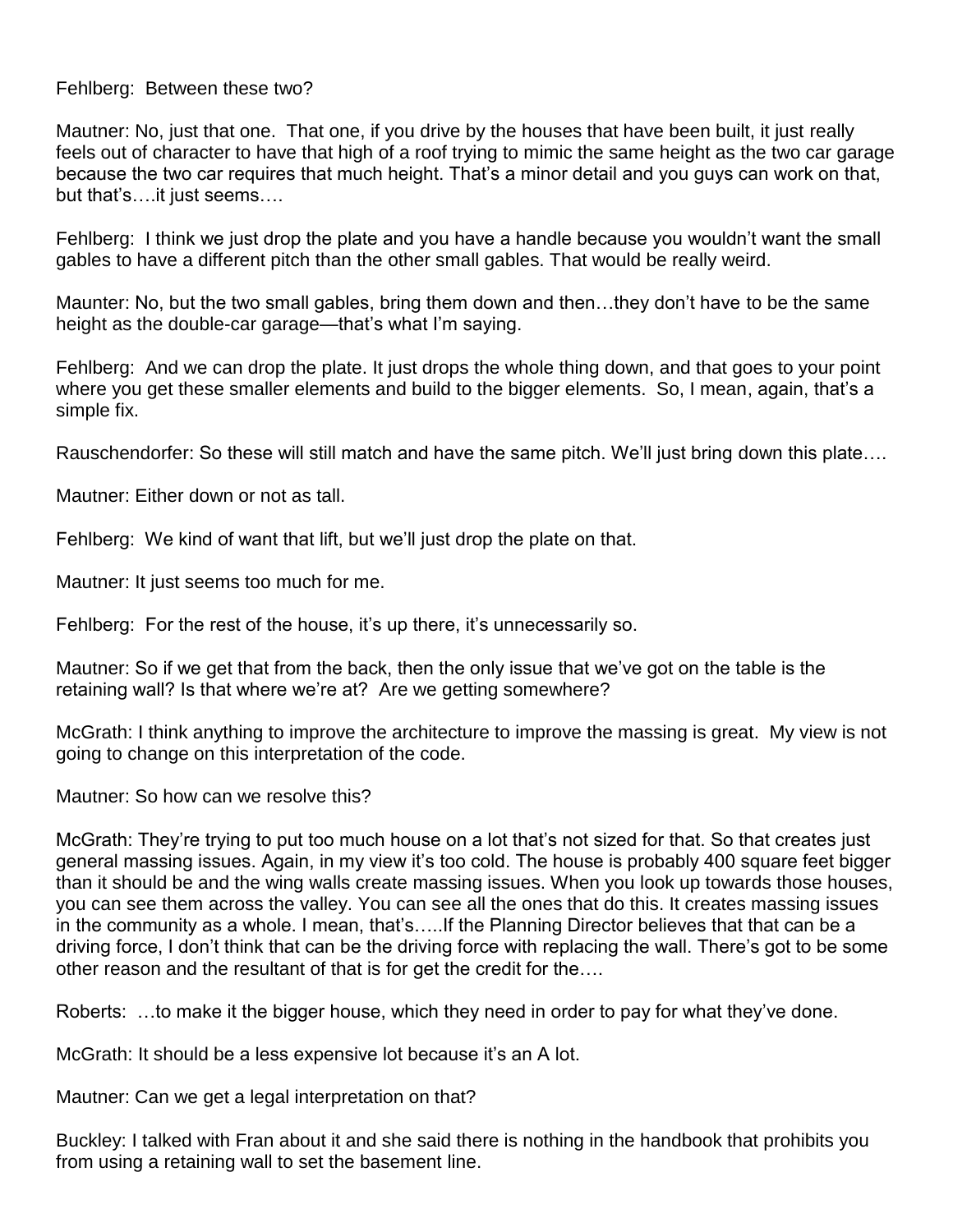Fehlberg: Between these two?

Mautner: No, just that one. That one, if you drive by the houses that have been built, it just really feels out of character to have that high of a roof trying to mimic the same height as the two car garage because the two car requires that much height. That's a minor detail and you guys can work on that, but that's….it just seems….

Fehlberg: I think we just drop the plate and you have a handle because you wouldn't want the small gables to have a different pitch than the other small gables. That would be really weird.

Maunter: No, but the two small gables, bring them down and then…they don't have to be the same height as the double-car garage—that's what I'm saying.

Fehlberg: And we can drop the plate. It just drops the whole thing down, and that goes to your point where you get these smaller elements and build to the bigger elements. So, I mean, again, that's a simple fix.

Rauschendorfer: So these will still match and have the same pitch. We'll just bring down this plate….

Mautner: Either down or not as tall.

Fehlberg: We kind of want that lift, but we'll just drop the plate on that.

Mautner: It just seems too much for me.

Fehlberg: For the rest of the house, it's up there, it's unnecessarily so.

Mautner: So if we get that from the back, then the only issue that we've got on the table is the retaining wall? Is that where we're at? Are we getting somewhere?

McGrath: I think anything to improve the architecture to improve the massing is great. My view is not going to change on this interpretation of the code.

Mautner: So how can we resolve this?

McGrath: They're trying to put too much house on a lot that's not sized for that. So that creates just general massing issues. Again, in my view it's too cold. The house is probably 400 square feet bigger than it should be and the wing walls create massing issues. When you look up towards those houses, you can see them across the valley. You can see all the ones that do this. It creates massing issues in the community as a whole. I mean, that's…..If the Planning Director believes that that can be a driving force, I don't think that can be the driving force with replacing the wall. There's got to be some other reason and the resultant of that is for get the credit for the….

Roberts: …to make it the bigger house, which they need in order to pay for what they've done.

McGrath: It should be a less expensive lot because it's an A lot.

Mautner: Can we get a legal interpretation on that?

Buckley: I talked with Fran about it and she said there is nothing in the handbook that prohibits you from using a retaining wall to set the basement line.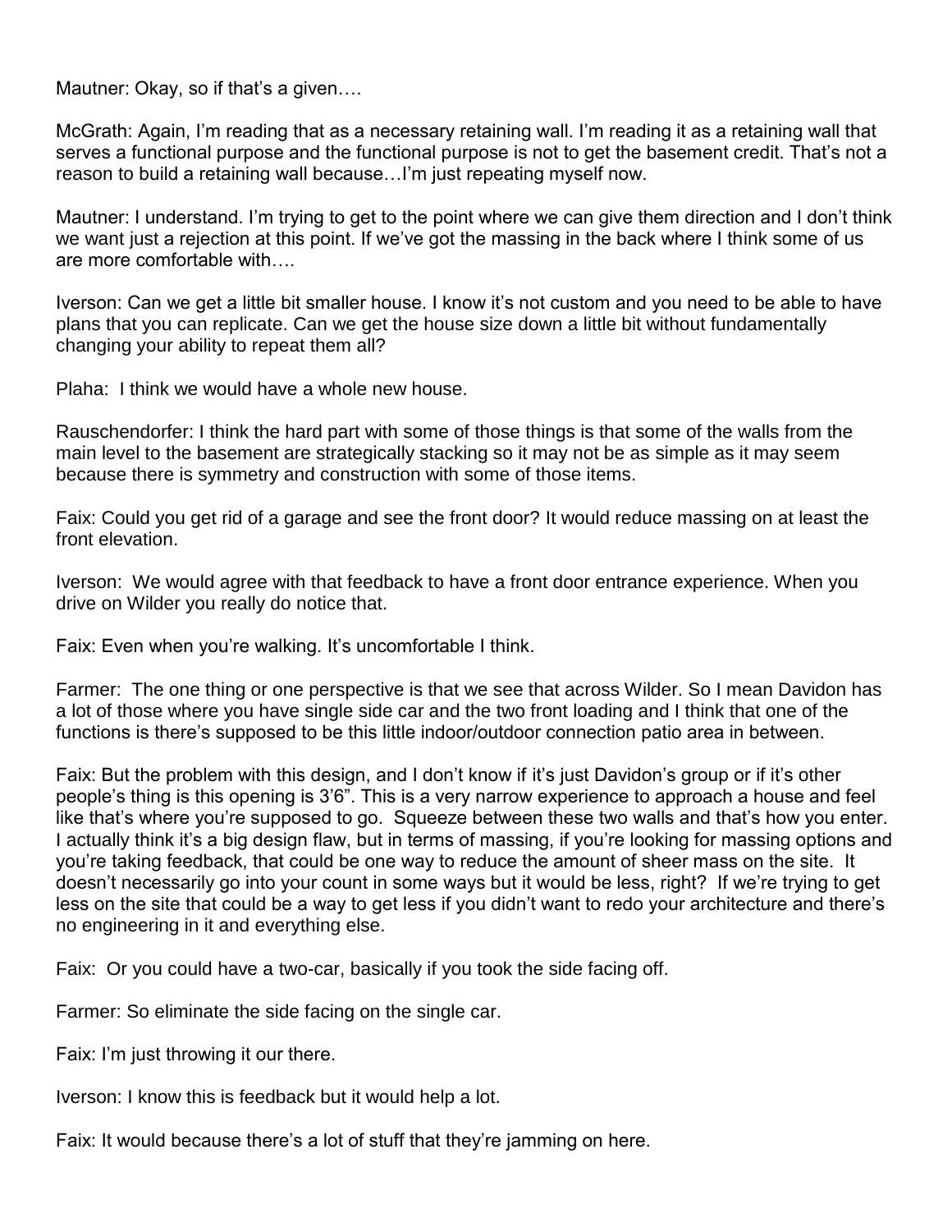Mautner: Okay, so if that's a given….

McGrath: Again, I'm reading that as a necessary retaining wall. I'm reading it as a retaining wall that serves a functional purpose and the functional purpose is not to get the basement credit. That's not a reason to build a retaining wall because…I'm just repeating myself now.

Mautner: I understand. I'm trying to get to the point where we can give them direction and I don't think we want just a rejection at this point. If we've got the massing in the back where I think some of us are more comfortable with….

Iverson: Can we get a little bit smaller house. I know it's not custom and you need to be able to have plans that you can replicate. Can we get the house size down a little bit without fundamentally changing your ability to repeat them all?

Plaha: I think we would have a whole new house.

Rauschendorfer: I think the hard part with some of those things is that some of the walls from the main level to the basement are strategically stacking so it may not be as simple as it may seem because there is symmetry and construction with some of those items.

Faix: Could you get rid of a garage and see the front door? It would reduce massing on at least the front elevation.

Iverson: We would agree with that feedback to have a front door entrance experience. When you drive on Wilder you really do notice that.

Faix: Even when you're walking. It's uncomfortable I think.

Farmer: The one thing or one perspective is that we see that across Wilder. So I mean Davidon has a lot of those where you have single side car and the two front loading and I think that one of the functions is there's supposed to be this little indoor/outdoor connection patio area in between.

Faix: But the problem with this design, and I don't know if it's just Davidon's group or if it's other people's thing is this opening is 3'6". This is a very narrow experience to approach a house and feel like that's where you're supposed to go. Squeeze between these two walls and that's how you enter. I actually think it's a big design flaw, but in terms of massing, if you're looking for massing options and you're taking feedback, that could be one way to reduce the amount of sheer mass on the site. It doesn't necessarily go into your count in some ways but it would be less, right? If we're trying to get less on the site that could be a way to get less if you didn't want to redo your architecture and there's no engineering in it and everything else.

Faix: Or you could have a two-car, basically if you took the side facing off.

Farmer: So eliminate the side facing on the single car.

Faix: I'm just throwing it our there.

Iverson: I know this is feedback but it would help a lot.

Faix: It would because there's a lot of stuff that they're jamming on here.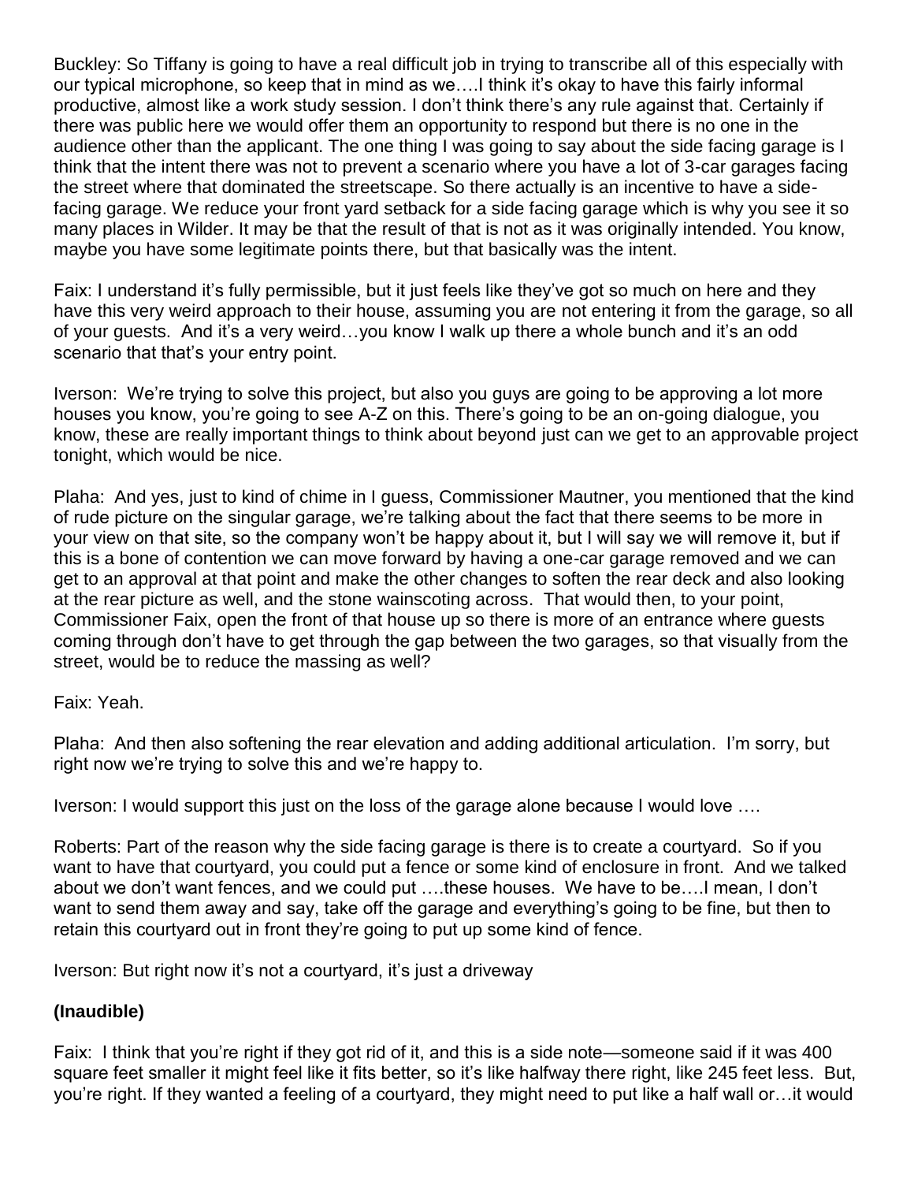Buckley: So Tiffany is going to have a real difficult job in trying to transcribe all of this especially with our typical microphone, so keep that in mind as we….I think it's okay to have this fairly informal productive, almost like a work study session. I don't think there's any rule against that. Certainly if there was public here we would offer them an opportunity to respond but there is no one in the audience other than the applicant. The one thing I was going to say about the side facing garage is I think that the intent there was not to prevent a scenario where you have a lot of 3-car garages facing the street where that dominated the streetscape. So there actually is an incentive to have a side-facing garage. We reduce your front yard setback for a side facing garage which is why you see it so many places in Wilder. It may be that the result of that is not as it was originally intended. You know, maybe you have some legitimate points there, but that basically was the intent.

Faix: I understand it's fully permissible, but it just feels like they've got so much on here and they have this very weird approach to their house, assuming you are not entering it from the garage, so all of your guests. And it's a very weird…you know I walk up there a whole bunch and it's an odd scenario that that's your entry point.

Iverson: We're trying to solve this project, but also you guys are going to be approving a lot more houses you know, you're going to see A-Z on this. There's going to be an on-going dialogue, you know, these are really important things to think about beyond just can we get to an approvable project tonight, which would be nice.

Plaha: And yes, just to kind of chime in I guess, Commissioner Mautner, you mentioned that the kind of rude picture on the singular garage, we're talking about the fact that there seems to be more in your view on that site, so the company won't be happy about it, but I will say we will remove it, but if this is a bone of contention we can move forward by having a one-car garage removed and we can get to an approval at that point and make the other changes to soften the rear deck and also looking at the rear picture as well, and the stone wainscoting across. That would then, to your point, Commissioner Faix, open the front of that house up so there is more of an entrance where guests coming through don't have to get through the gap between the two garages, so that visually from the street, would be to reduce the massing as well?

Faix: Yeah.

Plaha: And then also softening the rear elevation and adding additional articulation. I'm sorry, but right now we're trying to solve this and we're happy to.

Iverson: I would support this just on the loss of the garage alone because I would love ….

Roberts: Part of the reason why the side facing garage is there is to create a courtyard. So if you want to have that courtyard, you could put a fence or some kind of enclosure in front. And we talked about we don't want fences, and we could put ….these houses. We have to be….I mean, I don't want to send them away and say, take off the garage and everything's going to be fine, but then to retain this courtyard out in front they're going to put up some kind of fence.

Iverson: But right now it's not a courtyard, it's just a driveway

**(Inaudible)**

Faix: I think that you're right if they got rid of it, and this is a side note—someone said if it was 400 square feet smaller it might feel like it fits better, so it's like halfway there right, like 245 feet less. But, you're right. If they wanted a feeling of a courtyard, they might need to put like a half wall or…it would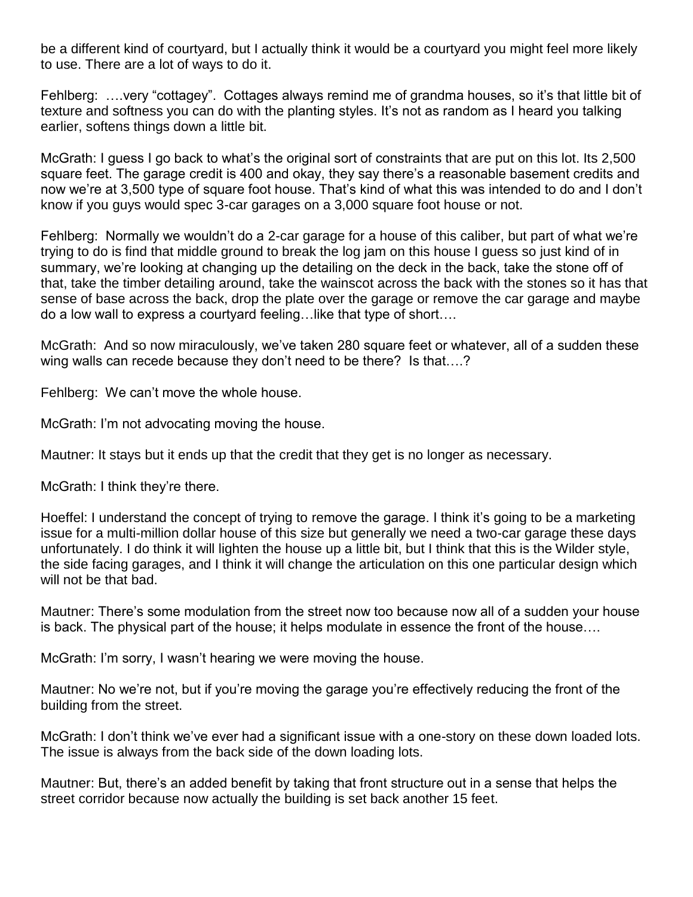be a different kind of courtyard, but I actually think it would be a courtyard you might feel more likely to use. There are a lot of ways to do it.

Fehlberg: ….very "cottagey". Cottages always remind me of grandma houses, so it's that little bit of texture and softness you can do with the planting styles. It's not as random as I heard you talking earlier, softens things down a little bit.

McGrath: I guess I go back to what's the original sort of constraints that are put on this lot. Its 2,500 square feet. The garage credit is 400 and okay, they say there's a reasonable basement credits and now we're at 3,500 type of square foot house. That's kind of what this was intended to do and I don't know if you guys would spec 3-car garages on a 3,000 square foot house or not.

Fehlberg: Normally we wouldn't do a 2-car garage for a house of this caliber, but part of what we're trying to do is find that middle ground to break the log jam on this house I guess so just kind of in summary, we're looking at changing up the detailing on the deck in the back, take the stone off of that, take the timber detailing around, take the wainscot across the back with the stones so it has that sense of base across the back, drop the plate over the garage or remove the car garage and maybe do a low wall to express a courtyard feeling…like that type of short….

McGrath: And so now miraculously, we've taken 280 square feet or whatever, all of a sudden these wing walls can recede because they don't need to be there? Is that….?

Fehlberg: We can't move the whole house.

McGrath: I'm not advocating moving the house.

Mautner: It stays but it ends up that the credit that they get is no longer as necessary.

McGrath: I think they're there.

Hoeffel: I understand the concept of trying to remove the garage. I think it's going to be a marketing issue for a multi-million dollar house of this size but generally we need a two-car garage these days unfortunately. I do think it will lighten the house up a little bit, but I think that this is the Wilder style, the side facing garages, and I think it will change the articulation on this one particular design which will not be that bad.

Mautner: There's some modulation from the street now too because now all of a sudden your house is back. The physical part of the house; it helps modulate in essence the front of the house….

McGrath: I'm sorry, I wasn't hearing we were moving the house.

Mautner: No we're not, but if you're moving the garage you're effectively reducing the front of the building from the street.

McGrath: I don't think we've ever had a significant issue with a one-story on these down loaded lots. The issue is always from the back side of the down loading lots.

Mautner: But, there's an added benefit by taking that front structure out in a sense that helps the street corridor because now actually the building is set back another 15 feet.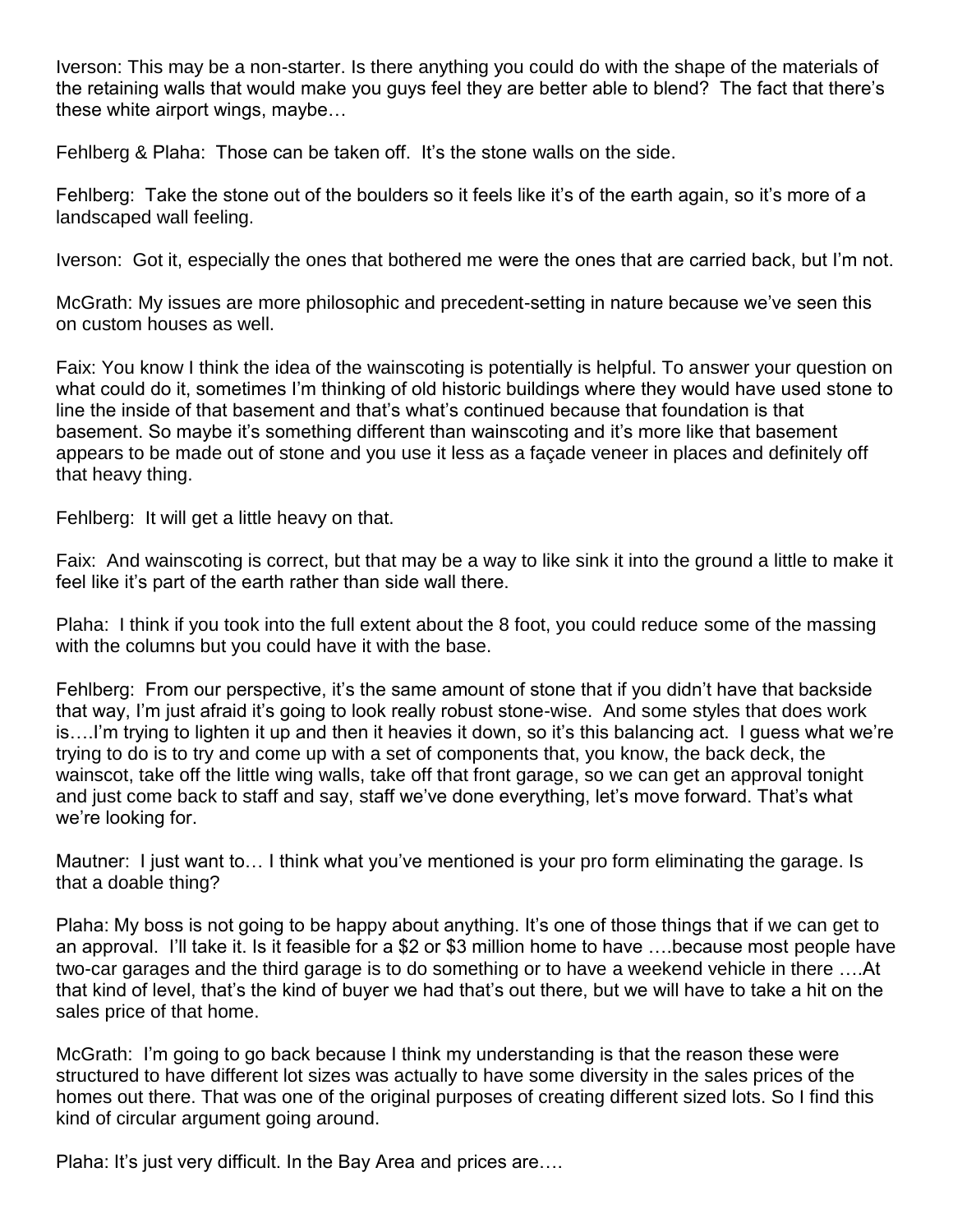Iverson: This may be a non-starter. Is there anything you could do with the shape of the materials of the retaining walls that would make you guys feel they are better able to blend? The fact that there's these white airport wings, maybe…

Fehlberg & Plaha: Those can be taken off. It's the stone walls on the side.

Fehlberg: Take the stone out of the boulders so it feels like it's of the earth again, so it's more of a landscaped wall feeling.

Iverson: Got it, especially the ones that bothered me were the ones that are carried back, but I'm not.

McGrath: My issues are more philosophic and precedent-setting in nature because we've seen this on custom houses as well.

Faix: You know I think the idea of the wainscoting is potentially is helpful. To answer your question on what could do it, sometimes I'm thinking of old historic buildings where they would have used stone to line the inside of that basement and that's what's continued because that foundation is that basement. So maybe it's something different than wainscoting and it's more like that basement appears to be made out of stone and you use it less as a façade veneer in places and definitely off that heavy thing.

Fehlberg: It will get a little heavy on that.

Faix: And wainscoting is correct, but that may be a way to like sink it into the ground a little to make it feel like it's part of the earth rather than side wall there.

Plaha: I think if you took into the full extent about the 8 foot, you could reduce some of the massing with the columns but you could have it with the base.

Fehlberg: From our perspective, it's the same amount of stone that if you didn't have that backside that way, I'm just afraid it's going to look really robust stone-wise. And some styles that does work is….I'm trying to lighten it up and then it heavies it down, so it's this balancing act. I guess what we're trying to do is to try and come up with a set of components that, you know, the back deck, the wainscot, take off the little wing walls, take off that front garage, so we can get an approval tonight and just come back to staff and say, staff we've done everything, let's move forward. That's what we're looking for.

Mautner: I just want to… I think what you've mentioned is your pro form eliminating the garage. Is that a doable thing?

Plaha: My boss is not going to be happy about anything. It's one of those things that if we can get to an approval. I'll take it. Is it feasible for a $2 or $3 million home to have ….because most people have two-car garages and the third garage is to do something or to have a weekend vehicle in there ….At that kind of level, that's the kind of buyer we had that's out there, but we will have to take a hit on the sales price of that home.

McGrath: I'm going to go back because I think my understanding is that the reason these were structured to have different lot sizes was actually to have some diversity in the sales prices of the homes out there. That was one of the original purposes of creating different sized lots. So I find this kind of circular argument going around.

Plaha: It's just very difficult. In the Bay Area and prices are….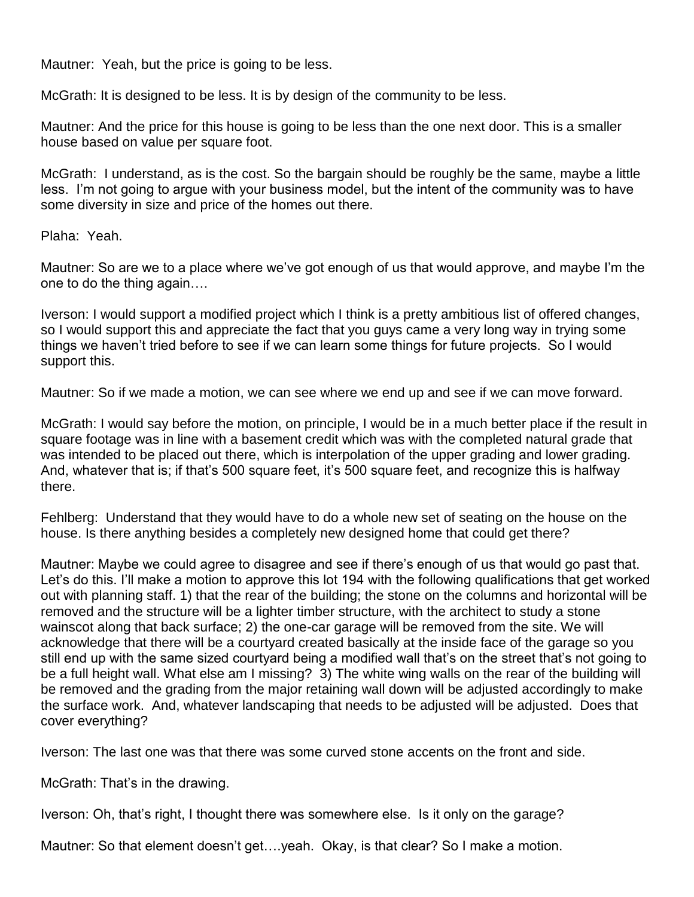Mautner: Yeah, but the price is going to be less.

McGrath: It is designed to be less. It is by design of the community to be less.

Mautner: And the price for this house is going to be less than the one next door. This is a smaller house based on value per square foot.

McGrath: I understand, as is the cost. So the bargain should be roughly be the same, maybe a little less. I'm not going to argue with your business model, but the intent of the community was to have some diversity in size and price of the homes out there.

Plaha: Yeah.

Mautner: So are we to a place where we've got enough of us that would approve, and maybe I'm the one to do the thing again….

Iverson: I would support a modified project which I think is a pretty ambitious list of offered changes, so I would support this and appreciate the fact that you guys came a very long way in trying some things we haven't tried before to see if we can learn some things for future projects. So I would support this.

Mautner: So if we made a motion, we can see where we end up and see if we can move forward.

McGrath: I would say before the motion, on principle, I would be in a much better place if the result in square footage was in line with a basement credit which was with the completed natural grade that was intended to be placed out there, which is interpolation of the upper grading and lower grading. And, whatever that is; if that's 500 square feet, it's 500 square feet, and recognize this is halfway there.

Fehlberg: Understand that they would have to do a whole new set of seating on the house on the house. Is there anything besides a completely new designed home that could get there?

Mautner: Maybe we could agree to disagree and see if there's enough of us that would go past that. Let's do this. I'll make a motion to approve this lot 194 with the following qualifications that get worked out with planning staff. 1) that the rear of the building; the stone on the columns and horizontal will be removed and the structure will be a lighter timber structure, with the architect to study a stone wainscot along that back surface; 2) the one-car garage will be removed from the site. We will acknowledge that there will be a courtyard created basically at the inside face of the garage so you still end up with the same sized courtyard being a modified wall that's on the street that's not going to be a full height wall. What else am I missing? 3) The white wing walls on the rear of the building will be removed and the grading from the major retaining wall down will be adjusted accordingly to make the surface work. And, whatever landscaping that needs to be adjusted will be adjusted. Does that cover everything?

Iverson: The last one was that there was some curved stone accents on the front and side.

McGrath: That's in the drawing.

Iverson: Oh, that's right, I thought there was somewhere else. Is it only on the garage?

Mautner: So that element doesn't get….yeah. Okay, is that clear? So I make a motion.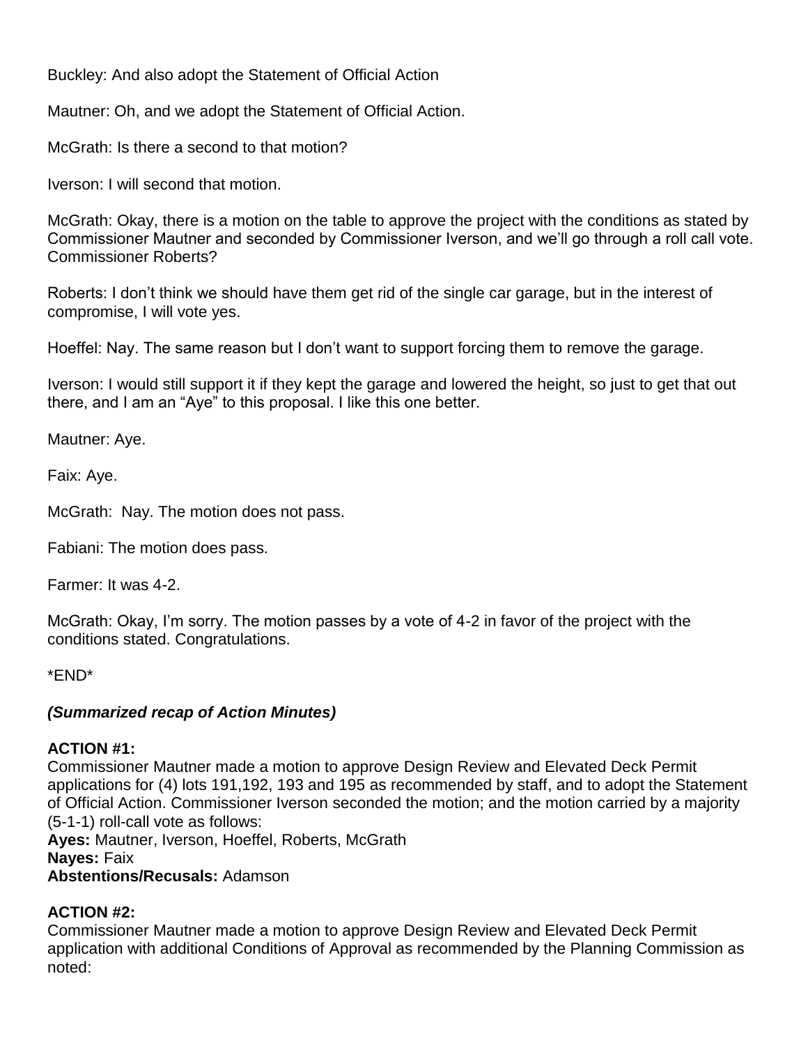Buckley: And also adopt the Statement of Official Action

Mautner: Oh, and we adopt the Statement of Official Action.

McGrath: Is there a second to that motion?

Iverson: I will second that motion.

McGrath: Okay, there is a motion on the table to approve the project with the conditions as stated by Commissioner Mautner and seconded by Commissioner Iverson, and we'll go through a roll call vote. Commissioner Roberts?

Roberts: I don't think we should have them get rid of the single car garage, but in the interest of compromise, I will vote yes.

Hoeffel: Nay. The same reason but I don't want to support forcing them to remove the garage.

Iverson: I would still support it if they kept the garage and lowered the height, so just to get that out there, and I am an "Aye" to this proposal. I like this one better.

Mautner: Aye.

Faix: Aye.

McGrath: Nay. The motion does not pass.

Fabiani: The motion does pass.

Farmer: It was 4-2.

McGrath: Okay, I'm sorry. The motion passes by a vote of 4-2 in favor of the project with the conditions stated. Congratulations.

*END*

***(Summarized recap of Action Minutes)***

**ACTION #1:**
Commissioner Mautner made a motion to approve Design Review and Elevated Deck Permit applications for (4) lots 191,192, 193 and 195 as recommended by staff, and to adopt the Statement of Official Action. Commissioner Iverson seconded the motion; and the motion carried by a majority (5-1-1) roll-call vote as follows:
**Ayes:** Mautner, Iverson, Hoeffel, Roberts, McGrath
**Nayes:** Faix
**Abstentions/Recusals:** Adamson

**ACTION #2:**
Commissioner Mautner made a motion to approve Design Review and Elevated Deck Permit application with additional Conditions of Approval as recommended by the Planning Commission as noted: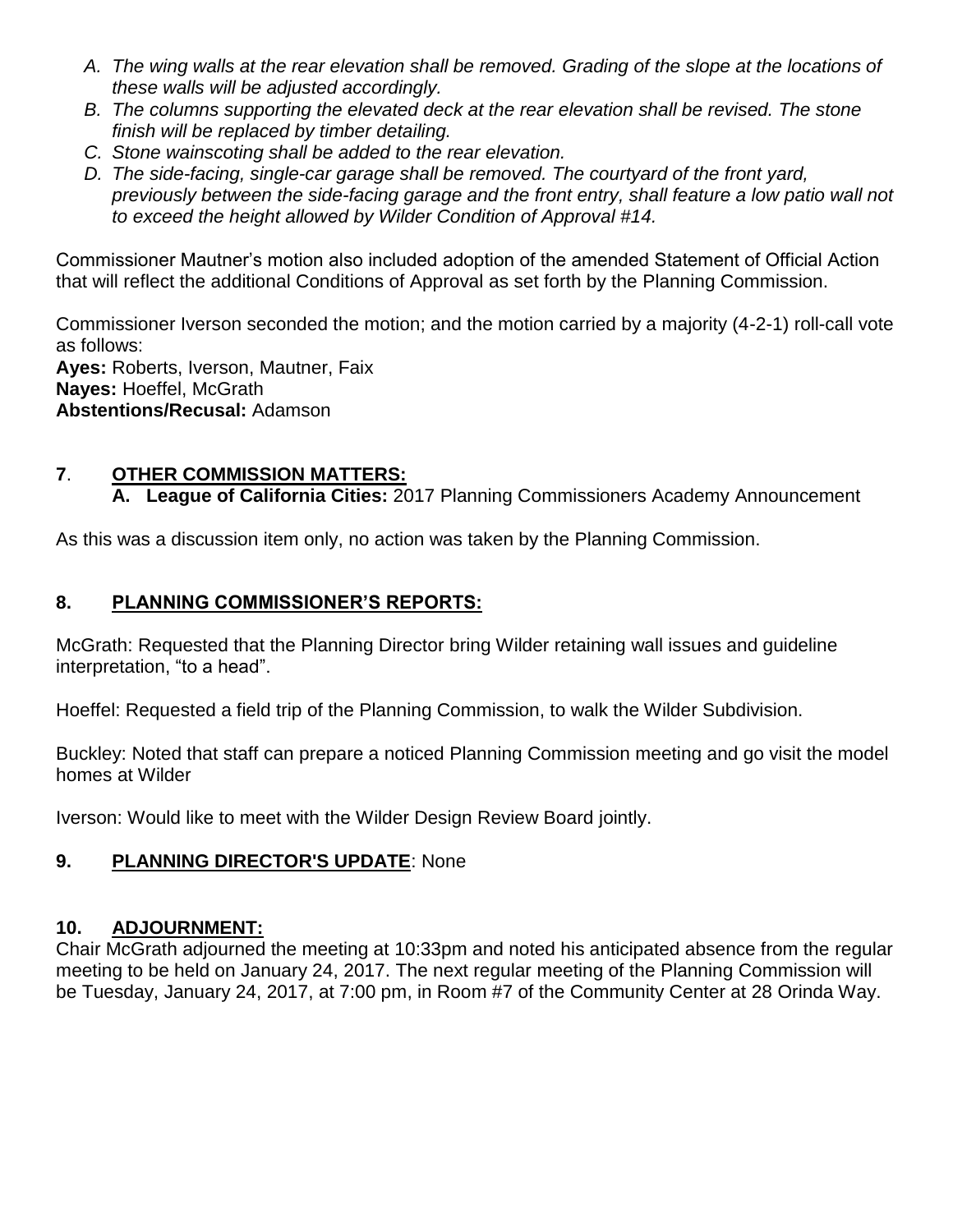*A. The wing walls at the rear elevation shall be removed. Grading of the slope at the locations of these walls will be adjusted accordingly.*

*B. The columns supporting the elevated deck at the rear elevation shall be revised. The stone finish will be replaced by timber detailing.*

*C. Stone wainscoting shall be added to the rear elevation.*

*D. The side-facing, single-car garage shall be removed. The courtyard of the front yard, previously between the side-facing garage and the front entry, shall feature a low patio wall not to exceed the height allowed by Wilder Condition of Approval #14.*

Commissioner Mautner's motion also included adoption of the amended Statement of Official Action that will reflect the additional Conditions of Approval as set forth by the Planning Commission.

Commissioner Iverson seconded the motion; and the motion carried by a majority (4-2-1) roll-call vote as follows:
**Ayes:** Roberts, Iverson, Mautner, Faix
**Nayes:** Hoeffel, McGrath
**Abstentions/Recusal:** Adamson

## 7. OTHER COMMISSION MATTERS:

**A. League of California Cities:** 2017 Planning Commissioners Academy Announcement

As this was a discussion item only, no action was taken by the Planning Commission.

## 8. PLANNING COMMISSIONER'S REPORTS:

McGrath: Requested that the Planning Director bring Wilder retaining wall issues and guideline interpretation, "to a head".

Hoeffel: Requested a field trip of the Planning Commission, to walk the Wilder Subdivision.

Buckley: Noted that staff can prepare a noticed Planning Commission meeting and go visit the model homes at Wilder

Iverson: Would like to meet with the Wilder Design Review Board jointly.

## 9. PLANNING DIRECTOR'S UPDATE: None

## 10. ADJOURNMENT:

Chair McGrath adjourned the meeting at 10:33pm and noted his anticipated absence from the regular meeting to be held on January 24, 2017. The next regular meeting of the Planning Commission will be Tuesday, January 24, 2017, at 7:00 pm, in Room #7 of the Community Center at 28 Orinda Way.